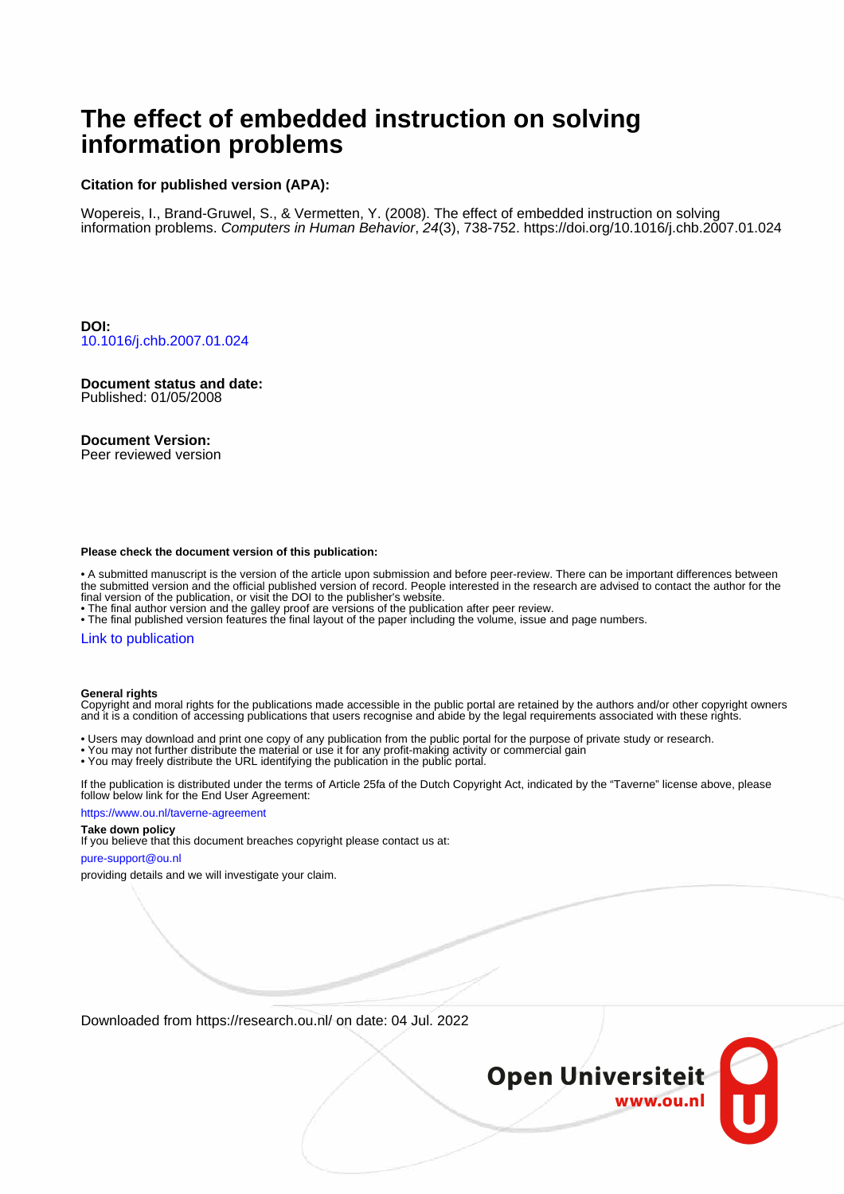# The effect of embedded instruction on solving information problems

**Citation for published version (APA):**

Wopereis, I., Brand-Gruwel, S., & Vermetten, Y. (2008). The effect of embedded instruction on solving information problems. *Computers in Human Behavior*, *24*(3), 738-752. https://doi.org/10.1016/j.chb.2007.01.024

**DOI:**
10.1016/j.chb.2007.01.024

**Document status and date:**
Published: 01/05/2008

**Document Version:**
Peer reviewed version

**Please check the document version of this publication:**

• A submitted manuscript is the version of the article upon submission and before peer-review. There can be important differences between the submitted version and the official published version of record. People interested in the research are advised to contact the author for the final version of the publication, or visit the DOI to the publisher's website.
• The final author version and the galley proof are versions of the publication after peer review.
• The final published version features the final layout of the paper including the volume, issue and page numbers.

Link to publication

**General rights**
Copyright and moral rights for the publications made accessible in the public portal are retained by the authors and/or other copyright owners and it is a condition of accessing publications that users recognise and abide by the legal requirements associated with these rights.

• Users may download and print one copy of any publication from the public portal for the purpose of private study or research.
• You may not further distribute the material or use it for any profit-making activity or commercial gain
• You may freely distribute the URL identifying the publication in the public portal.

If the publication is distributed under the terms of Article 25fa of the Dutch Copyright Act, indicated by the "Taverne" license above, please follow below link for the End User Agreement:

https://www.ou.nl/taverne-agreement

**Take down policy**
If you believe that this document breaches copyright please contact us at:

pure-support@ou.nl

providing details and we will investigate your claim.

Downloaded from https://research.ou.nl/ on date: 04 Jul. 2022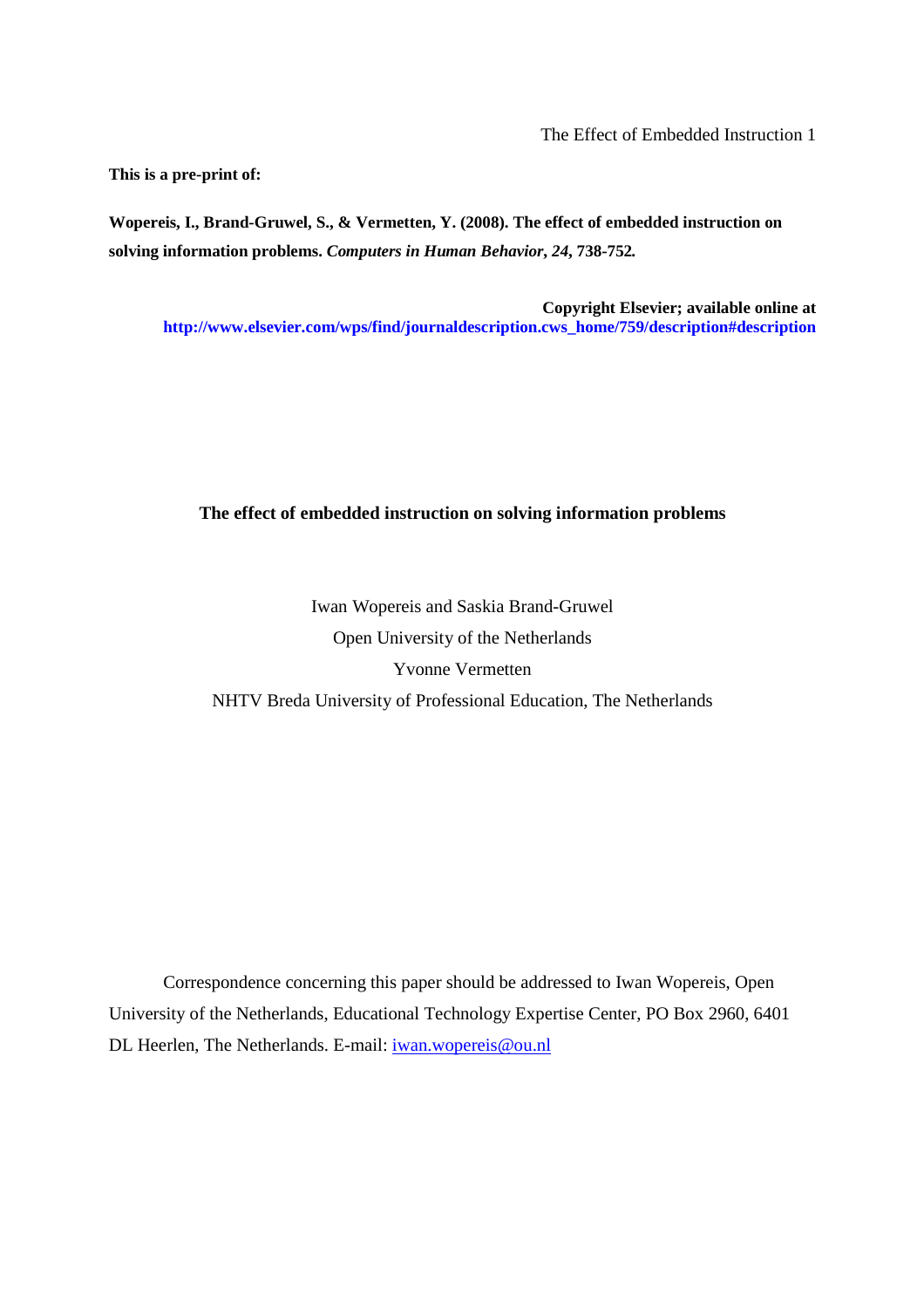**This is a pre-print of:**

**Wopereis, I., Brand-Gruwel, S., & Vermetten, Y. (2008). The effect of embedded instruction on solving information problems.** ***Computers in Human Behavior, 24,*** **738-752.**

**Copyright Elsevier; available online at**
**http://www.elsevier.com/wps/find/journaldescription.cws_home/759/description#description**

# The effect of embedded instruction on solving information problems

Iwan Wopereis and Saskia Brand-Gruwel

Open University of the Netherlands

Yvonne Vermetten

NHTV Breda University of Professional Education, The Netherlands

Correspondence concerning this paper should be addressed to Iwan Wopereis, Open University of the Netherlands, Educational Technology Expertise Center, PO Box 2960, 6401 DL Heerlen, The Netherlands. E-mail: iwan.wopereis@ou.nl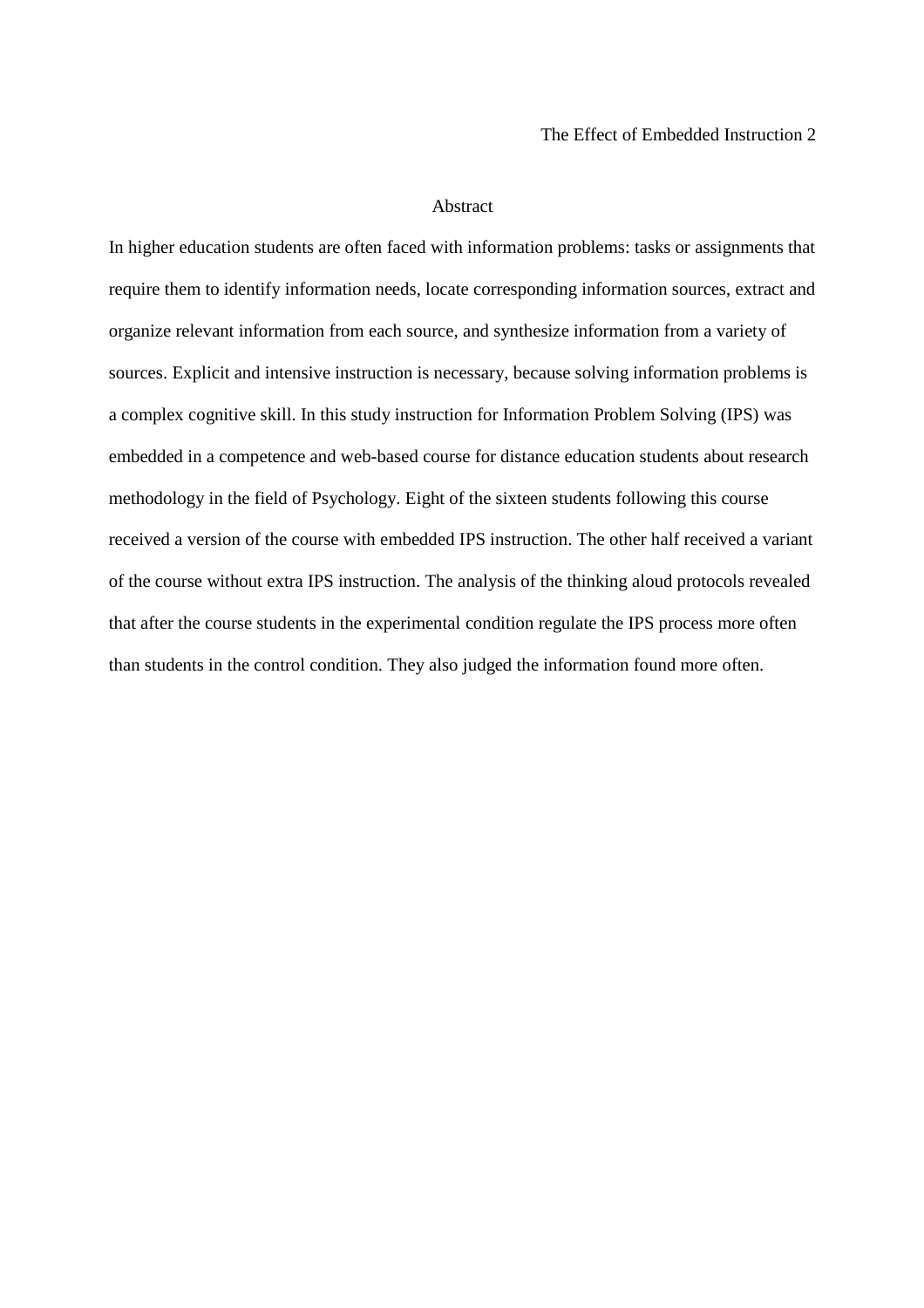## Abstract

In higher education students are often faced with information problems: tasks or assignments that require them to identify information needs, locate corresponding information sources, extract and organize relevant information from each source, and synthesize information from a variety of sources. Explicit and intensive instruction is necessary, because solving information problems is a complex cognitive skill. In this study instruction for Information Problem Solving (IPS) was embedded in a competence and web-based course for distance education students about research methodology in the field of Psychology. Eight of the sixteen students following this course received a version of the course with embedded IPS instruction. The other half received a variant of the course without extra IPS instruction. The analysis of the thinking aloud protocols revealed that after the course students in the experimental condition regulate the IPS process more often than students in the control condition. They also judged the information found more often.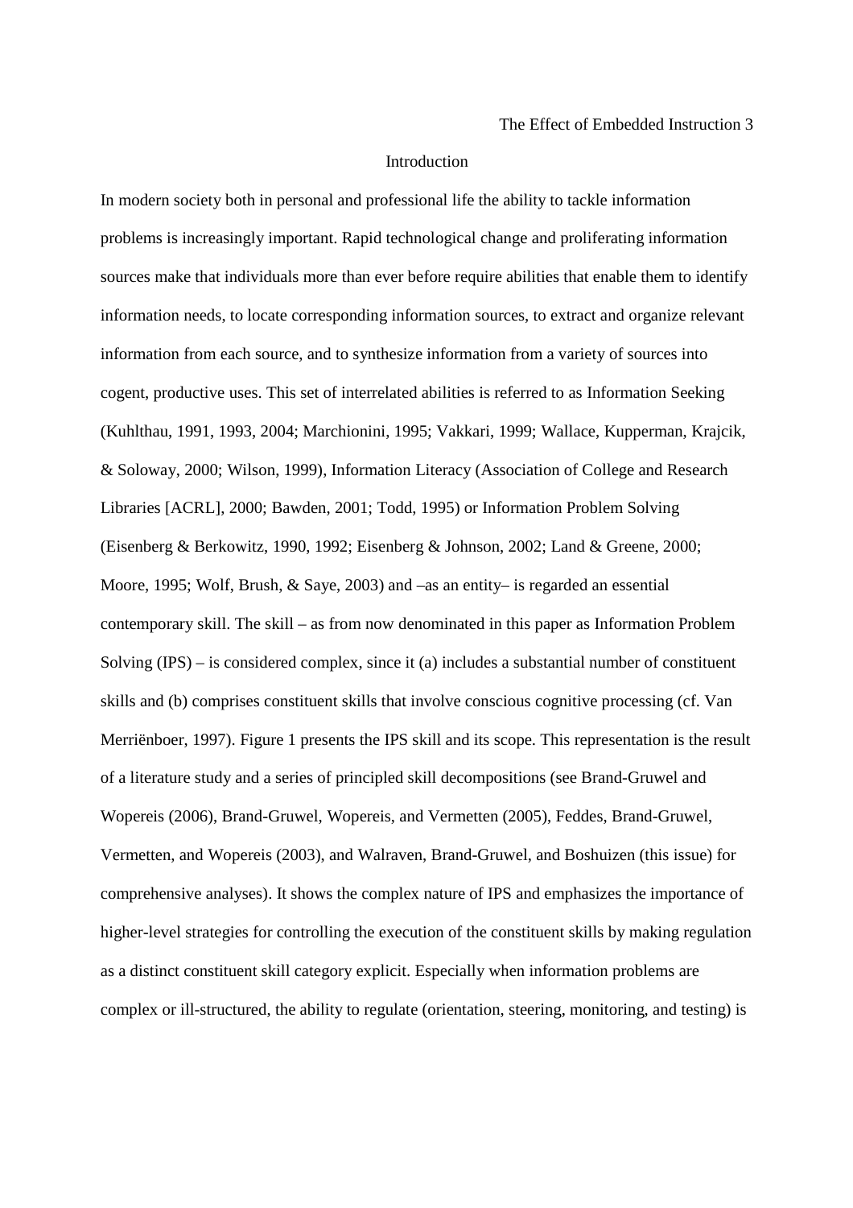## Introduction

In modern society both in personal and professional life the ability to tackle information problems is increasingly important. Rapid technological change and proliferating information sources make that individuals more than ever before require abilities that enable them to identify information needs, to locate corresponding information sources, to extract and organize relevant information from each source, and to synthesize information from a variety of sources into cogent, productive uses. This set of interrelated abilities is referred to as Information Seeking (Kuhlthau, 1991, 1993, 2004; Marchionini, 1995; Vakkari, 1999; Wallace, Kupperman, Krajcik, & Soloway, 2000; Wilson, 1999), Information Literacy (Association of College and Research Libraries [ACRL], 2000; Bawden, 2001; Todd, 1995) or Information Problem Solving (Eisenberg & Berkowitz, 1990, 1992; Eisenberg & Johnson, 2002; Land & Greene, 2000; Moore, 1995; Wolf, Brush, & Saye, 2003) and –as an entity– is regarded an essential contemporary skill. The skill – as from now denominated in this paper as Information Problem Solving (IPS) – is considered complex, since it (a) includes a substantial number of constituent skills and (b) comprises constituent skills that involve conscious cognitive processing (cf. Van Merriënboer, 1997). Figure 1 presents the IPS skill and its scope. This representation is the result of a literature study and a series of principled skill decompositions (see Brand-Gruwel and Wopereis (2006), Brand-Gruwel, Wopereis, and Vermetten (2005), Feddes, Brand-Gruwel, Vermetten, and Wopereis (2003), and Walraven, Brand-Gruwel, and Boshuizen (this issue) for comprehensive analyses). It shows the complex nature of IPS and emphasizes the importance of higher-level strategies for controlling the execution of the constituent skills by making regulation as a distinct constituent skill category explicit. Especially when information problems are complex or ill-structured, the ability to regulate (orientation, steering, monitoring, and testing) is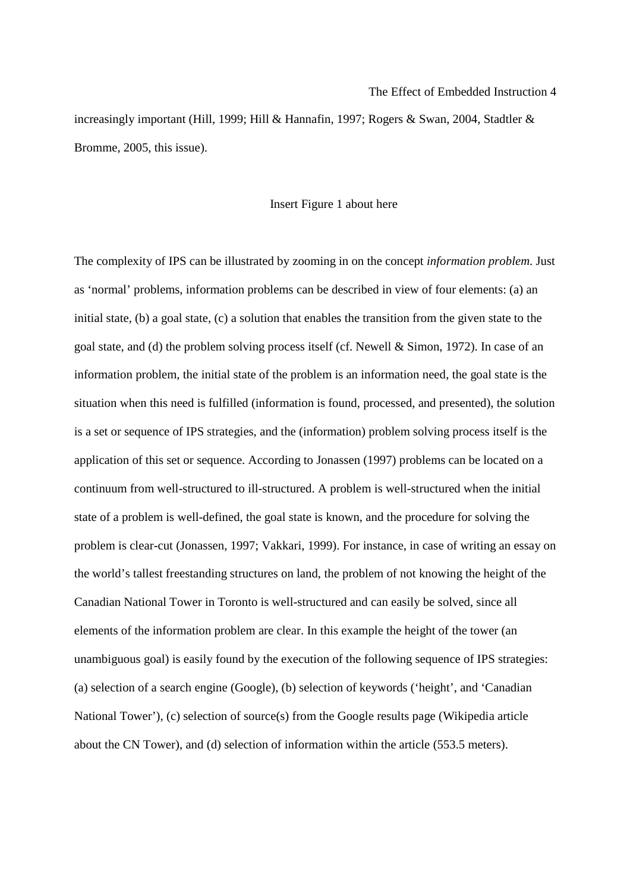increasingly important (Hill, 1999; Hill & Hannafin, 1997; Rogers & Swan, 2004, Stadtler & Bromme, 2005, this issue).

Insert Figure 1 about here

The complexity of IPS can be illustrated by zooming in on the concept *information problem*. Just as 'normal' problems, information problems can be described in view of four elements: (a) an initial state, (b) a goal state, (c) a solution that enables the transition from the given state to the goal state, and (d) the problem solving process itself (cf. Newell & Simon, 1972). In case of an information problem, the initial state of the problem is an information need, the goal state is the situation when this need is fulfilled (information is found, processed, and presented), the solution is a set or sequence of IPS strategies, and the (information) problem solving process itself is the application of this set or sequence. According to Jonassen (1997) problems can be located on a continuum from well-structured to ill-structured. A problem is well-structured when the initial state of a problem is well-defined, the goal state is known, and the procedure for solving the problem is clear-cut (Jonassen, 1997; Vakkari, 1999). For instance, in case of writing an essay on the world's tallest freestanding structures on land, the problem of not knowing the height of the Canadian National Tower in Toronto is well-structured and can easily be solved, since all elements of the information problem are clear. In this example the height of the tower (an unambiguous goal) is easily found by the execution of the following sequence of IPS strategies: (a) selection of a search engine (Google), (b) selection of keywords ('height', and 'Canadian National Tower'), (c) selection of source(s) from the Google results page (Wikipedia article about the CN Tower), and (d) selection of information within the article (553.5 meters).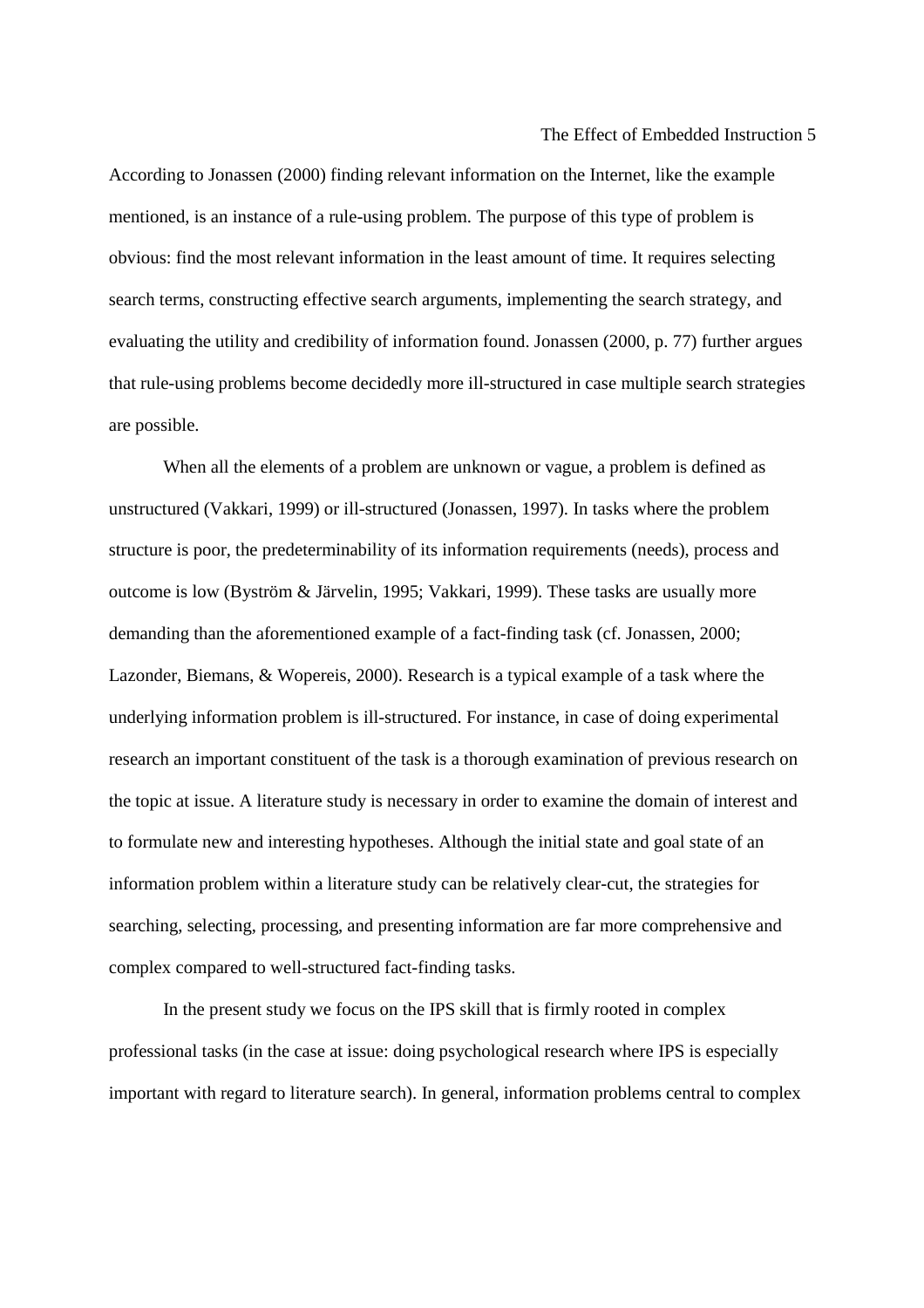According to Jonassen (2000) finding relevant information on the Internet, like the example mentioned, is an instance of a rule-using problem. The purpose of this type of problem is obvious: find the most relevant information in the least amount of time. It requires selecting search terms, constructing effective search arguments, implementing the search strategy, and evaluating the utility and credibility of information found. Jonassen (2000, p. 77) further argues that rule-using problems become decidedly more ill-structured in case multiple search strategies are possible.

When all the elements of a problem are unknown or vague, a problem is defined as unstructured (Vakkari, 1999) or ill-structured (Jonassen, 1997). In tasks where the problem structure is poor, the predeterminability of its information requirements (needs), process and outcome is low (Byström & Järvelin, 1995; Vakkari, 1999). These tasks are usually more demanding than the aforementioned example of a fact-finding task (cf. Jonassen, 2000; Lazonder, Biemans, & Wopereis, 2000). Research is a typical example of a task where the underlying information problem is ill-structured. For instance, in case of doing experimental research an important constituent of the task is a thorough examination of previous research on the topic at issue. A literature study is necessary in order to examine the domain of interest and to formulate new and interesting hypotheses. Although the initial state and goal state of an information problem within a literature study can be relatively clear-cut, the strategies for searching, selecting, processing, and presenting information are far more comprehensive and complex compared to well-structured fact-finding tasks.

In the present study we focus on the IPS skill that is firmly rooted in complex professional tasks (in the case at issue: doing psychological research where IPS is especially important with regard to literature search). In general, information problems central to complex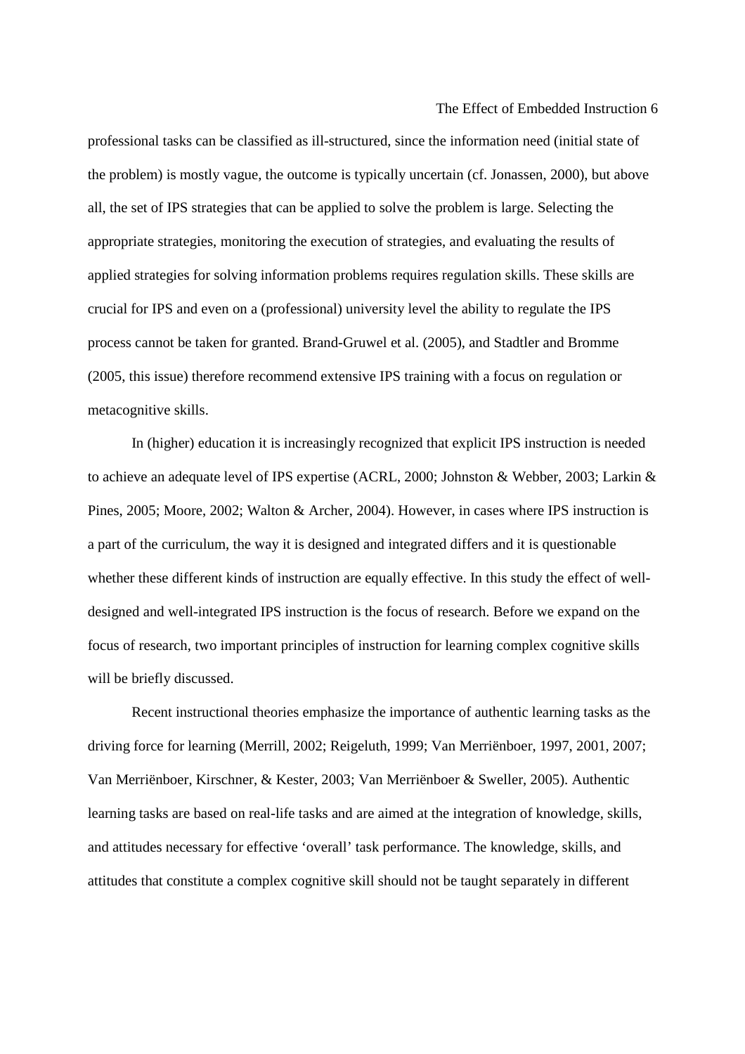professional tasks can be classified as ill-structured, since the information need (initial state of the problem) is mostly vague, the outcome is typically uncertain (cf. Jonassen, 2000), but above all, the set of IPS strategies that can be applied to solve the problem is large. Selecting the appropriate strategies, monitoring the execution of strategies, and evaluating the results of applied strategies for solving information problems requires regulation skills. These skills are crucial for IPS and even on a (professional) university level the ability to regulate the IPS process cannot be taken for granted. Brand-Gruwel et al. (2005), and Stadtler and Bromme (2005, this issue) therefore recommend extensive IPS training with a focus on regulation or metacognitive skills.

In (higher) education it is increasingly recognized that explicit IPS instruction is needed to achieve an adequate level of IPS expertise (ACRL, 2000; Johnston & Webber, 2003; Larkin & Pines, 2005; Moore, 2002; Walton & Archer, 2004). However, in cases where IPS instruction is a part of the curriculum, the way it is designed and integrated differs and it is questionable whether these different kinds of instruction are equally effective. In this study the effect of well-designed and well-integrated IPS instruction is the focus of research. Before we expand on the focus of research, two important principles of instruction for learning complex cognitive skills will be briefly discussed.

Recent instructional theories emphasize the importance of authentic learning tasks as the driving force for learning (Merrill, 2002; Reigeluth, 1999; Van Merriënboer, 1997, 2001, 2007; Van Merriënboer, Kirschner, & Kester, 2003; Van Merriënboer & Sweller, 2005). Authentic learning tasks are based on real-life tasks and are aimed at the integration of knowledge, skills, and attitudes necessary for effective 'overall' task performance. The knowledge, skills, and attitudes that constitute a complex cognitive skill should not be taught separately in different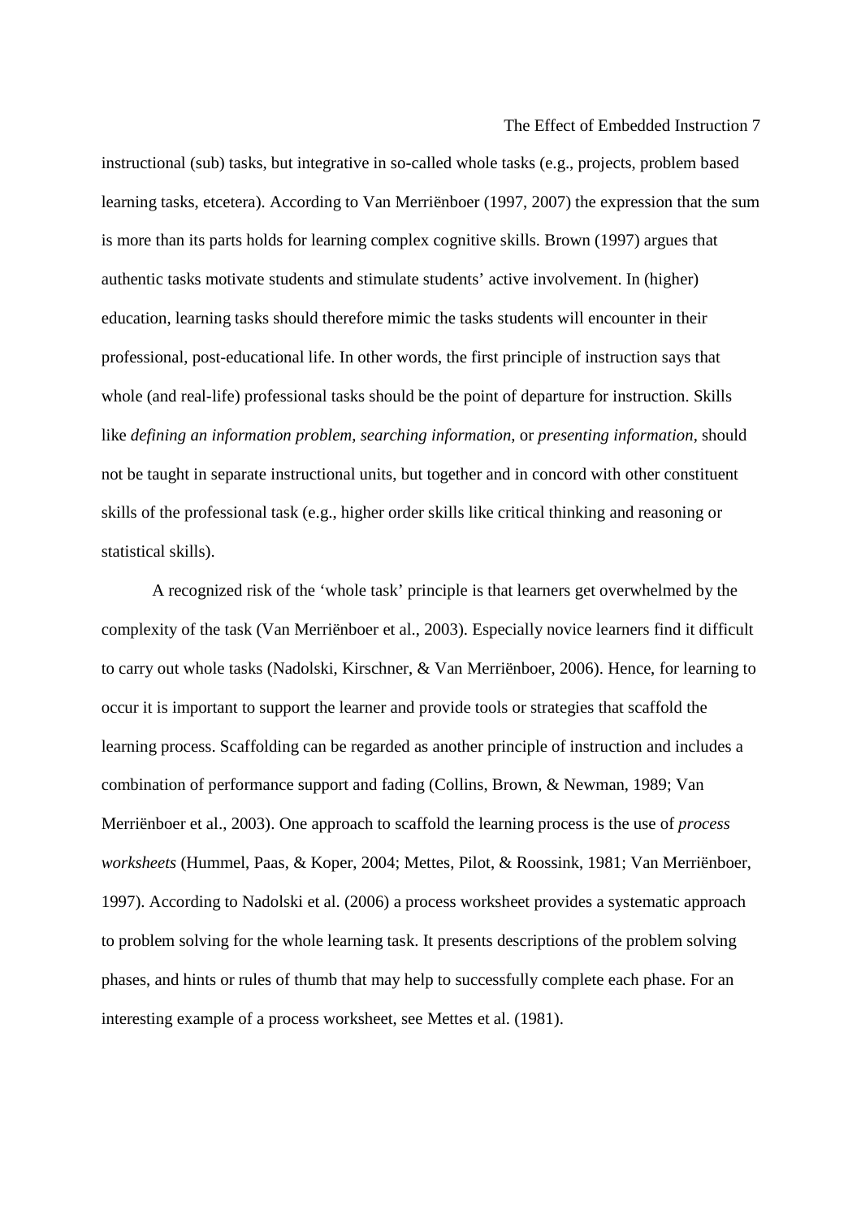instructional (sub) tasks, but integrative in so-called whole tasks (e.g., projects, problem based learning tasks, etcetera). According to Van Merriënboer (1997, 2007) the expression that the sum is more than its parts holds for learning complex cognitive skills. Brown (1997) argues that authentic tasks motivate students and stimulate students' active involvement. In (higher) education, learning tasks should therefore mimic the tasks students will encounter in their professional, post-educational life. In other words, the first principle of instruction says that whole (and real-life) professional tasks should be the point of departure for instruction. Skills like *defining an information problem*, *searching information*, or *presenting information*, should not be taught in separate instructional units, but together and in concord with other constituent skills of the professional task (e.g., higher order skills like critical thinking and reasoning or statistical skills).

A recognized risk of the 'whole task' principle is that learners get overwhelmed by the complexity of the task (Van Merriënboer et al., 2003). Especially novice learners find it difficult to carry out whole tasks (Nadolski, Kirschner, & Van Merriënboer, 2006). Hence, for learning to occur it is important to support the learner and provide tools or strategies that scaffold the learning process. Scaffolding can be regarded as another principle of instruction and includes a combination of performance support and fading (Collins, Brown, & Newman, 1989; Van Merriënboer et al., 2003). One approach to scaffold the learning process is the use of *process worksheets* (Hummel, Paas, & Koper, 2004; Mettes, Pilot, & Roossink, 1981; Van Merriënboer, 1997). According to Nadolski et al. (2006) a process worksheet provides a systematic approach to problem solving for the whole learning task. It presents descriptions of the problem solving phases, and hints or rules of thumb that may help to successfully complete each phase. For an interesting example of a process worksheet, see Mettes et al. (1981).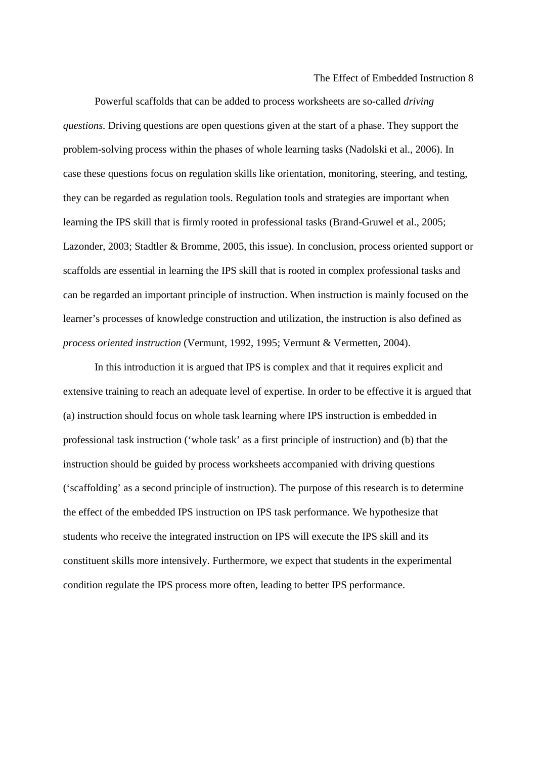Powerful scaffolds that can be added to process worksheets are so-called *driving questions*. Driving questions are open questions given at the start of a phase. They support the problem-solving process within the phases of whole learning tasks (Nadolski et al., 2006). In case these questions focus on regulation skills like orientation, monitoring, steering, and testing, they can be regarded as regulation tools. Regulation tools and strategies are important when learning the IPS skill that is firmly rooted in professional tasks (Brand-Gruwel et al., 2005; Lazonder, 2003; Stadtler & Bromme, 2005, this issue). In conclusion, process oriented support or scaffolds are essential in learning the IPS skill that is rooted in complex professional tasks and can be regarded an important principle of instruction. When instruction is mainly focused on the learner's processes of knowledge construction and utilization, the instruction is also defined as *process oriented instruction* (Vermunt, 1992, 1995; Vermunt & Vermetten, 2004).

In this introduction it is argued that IPS is complex and that it requires explicit and extensive training to reach an adequate level of expertise. In order to be effective it is argued that (a) instruction should focus on whole task learning where IPS instruction is embedded in professional task instruction ('whole task' as a first principle of instruction) and (b) that the instruction should be guided by process worksheets accompanied with driving questions ('scaffolding' as a second principle of instruction). The purpose of this research is to determine the effect of the embedded IPS instruction on IPS task performance. We hypothesize that students who receive the integrated instruction on IPS will execute the IPS skill and its constituent skills more intensively. Furthermore, we expect that students in the experimental condition regulate the IPS process more often, leading to better IPS performance.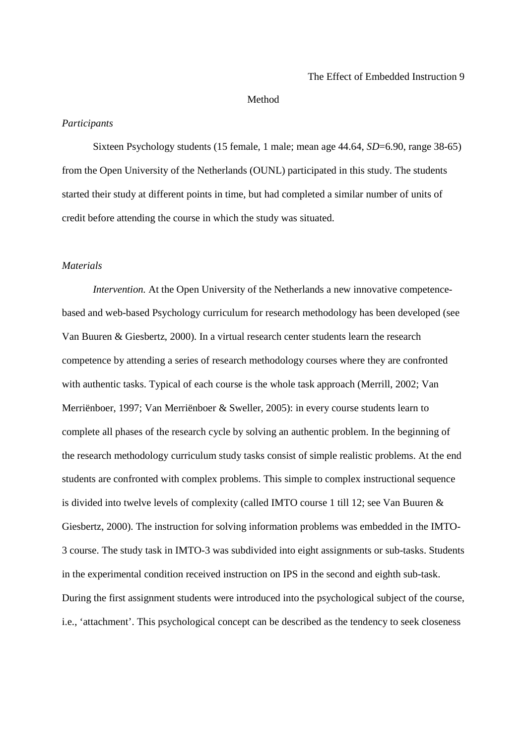# Method

## *Participants*

Sixteen Psychology students (15 female, 1 male; mean age 44.64, *SD*=6.90, range 38-65) from the Open University of the Netherlands (OUNL) participated in this study. The students started their study at different points in time, but had completed a similar number of units of credit before attending the course in which the study was situated.

## *Materials*

*Intervention.* At the Open University of the Netherlands a new innovative competence-based and web-based Psychology curriculum for research methodology has been developed (see Van Buuren & Giesbertz, 2000). In a virtual research center students learn the research competence by attending a series of research methodology courses where they are confronted with authentic tasks. Typical of each course is the whole task approach (Merrill, 2002; Van Merriënboer, 1997; Van Merriënboer & Sweller, 2005): in every course students learn to complete all phases of the research cycle by solving an authentic problem. In the beginning of the research methodology curriculum study tasks consist of simple realistic problems. At the end students are confronted with complex problems. This simple to complex instructional sequence is divided into twelve levels of complexity (called IMTO course 1 till 12; see Van Buuren & Giesbertz, 2000). The instruction for solving information problems was embedded in the IMTO-3 course. The study task in IMTO-3 was subdivided into eight assignments or sub-tasks. Students in the experimental condition received instruction on IPS in the second and eighth sub-task. During the first assignment students were introduced into the psychological subject of the course, i.e., 'attachment'. This psychological concept can be described as the tendency to seek closeness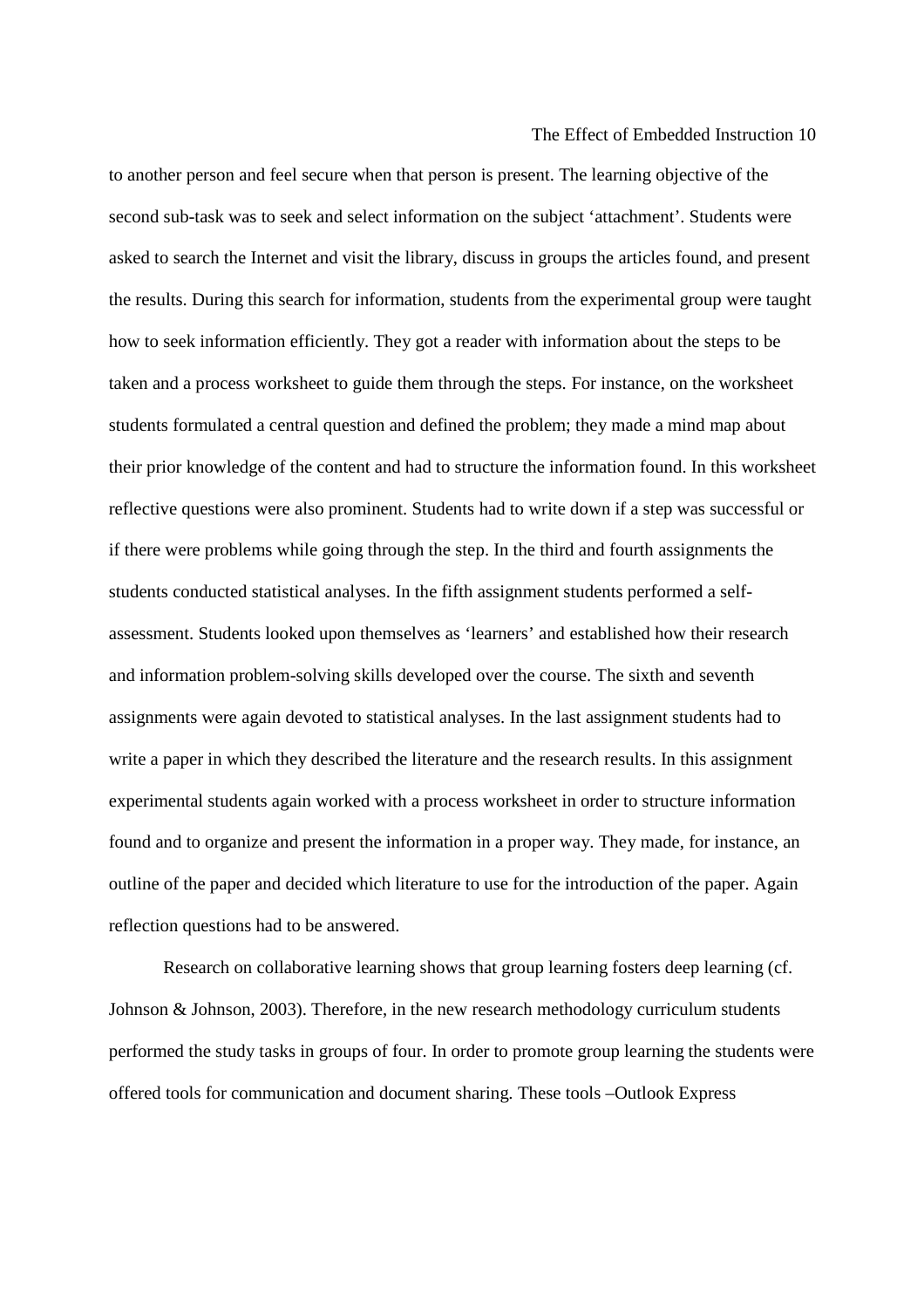to another person and feel secure when that person is present. The learning objective of the second sub-task was to seek and select information on the subject 'attachment'. Students were asked to search the Internet and visit the library, discuss in groups the articles found, and present the results. During this search for information, students from the experimental group were taught how to seek information efficiently. They got a reader with information about the steps to be taken and a process worksheet to guide them through the steps. For instance, on the worksheet students formulated a central question and defined the problem; they made a mind map about their prior knowledge of the content and had to structure the information found. In this worksheet reflective questions were also prominent. Students had to write down if a step was successful or if there were problems while going through the step. In the third and fourth assignments the students conducted statistical analyses. In the fifth assignment students performed a self-assessment. Students looked upon themselves as 'learners' and established how their research and information problem-solving skills developed over the course. The sixth and seventh assignments were again devoted to statistical analyses. In the last assignment students had to write a paper in which they described the literature and the research results. In this assignment experimental students again worked with a process worksheet in order to structure information found and to organize and present the information in a proper way. They made, for instance, an outline of the paper and decided which literature to use for the introduction of the paper. Again reflection questions had to be answered.

Research on collaborative learning shows that group learning fosters deep learning (cf. Johnson & Johnson, 2003). Therefore, in the new research methodology curriculum students performed the study tasks in groups of four. In order to promote group learning the students were offered tools for communication and document sharing. These tools –Outlook Express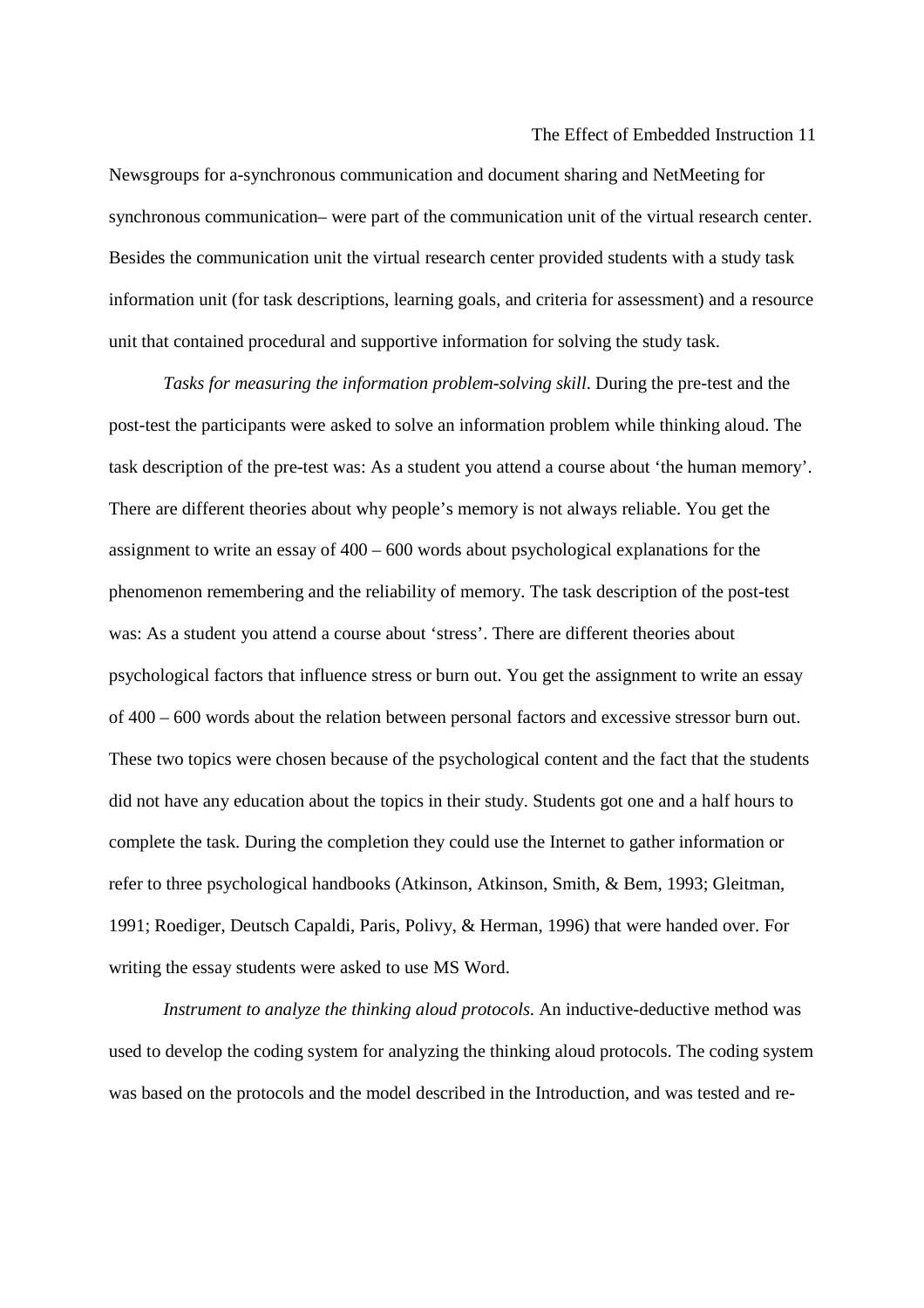Newsgroups for a-synchronous communication and document sharing and NetMeeting for synchronous communication– were part of the communication unit of the virtual research center. Besides the communication unit the virtual research center provided students with a study task information unit (for task descriptions, learning goals, and criteria for assessment) and a resource unit that contained procedural and supportive information for solving the study task.

*Tasks for measuring the information problem-solving skill.* During the pre-test and the post-test the participants were asked to solve an information problem while thinking aloud. The task description of the pre-test was: As a student you attend a course about 'the human memory'. There are different theories about why people's memory is not always reliable. You get the assignment to write an essay of 400 – 600 words about psychological explanations for the phenomenon remembering and the reliability of memory. The task description of the post-test was: As a student you attend a course about 'stress'. There are different theories about psychological factors that influence stress or burn out. You get the assignment to write an essay of 400 – 600 words about the relation between personal factors and excessive stressor burn out. These two topics were chosen because of the psychological content and the fact that the students did not have any education about the topics in their study. Students got one and a half hours to complete the task. During the completion they could use the Internet to gather information or refer to three psychological handbooks (Atkinson, Atkinson, Smith, & Bem, 1993; Gleitman, 1991; Roediger, Deutsch Capaldi, Paris, Polivy, & Herman, 1996) that were handed over. For writing the essay students were asked to use MS Word.

*Instrument to analyze the thinking aloud protocols.* An inductive-deductive method was used to develop the coding system for analyzing the thinking aloud protocols. The coding system was based on the protocols and the model described in the Introduction, and was tested and re-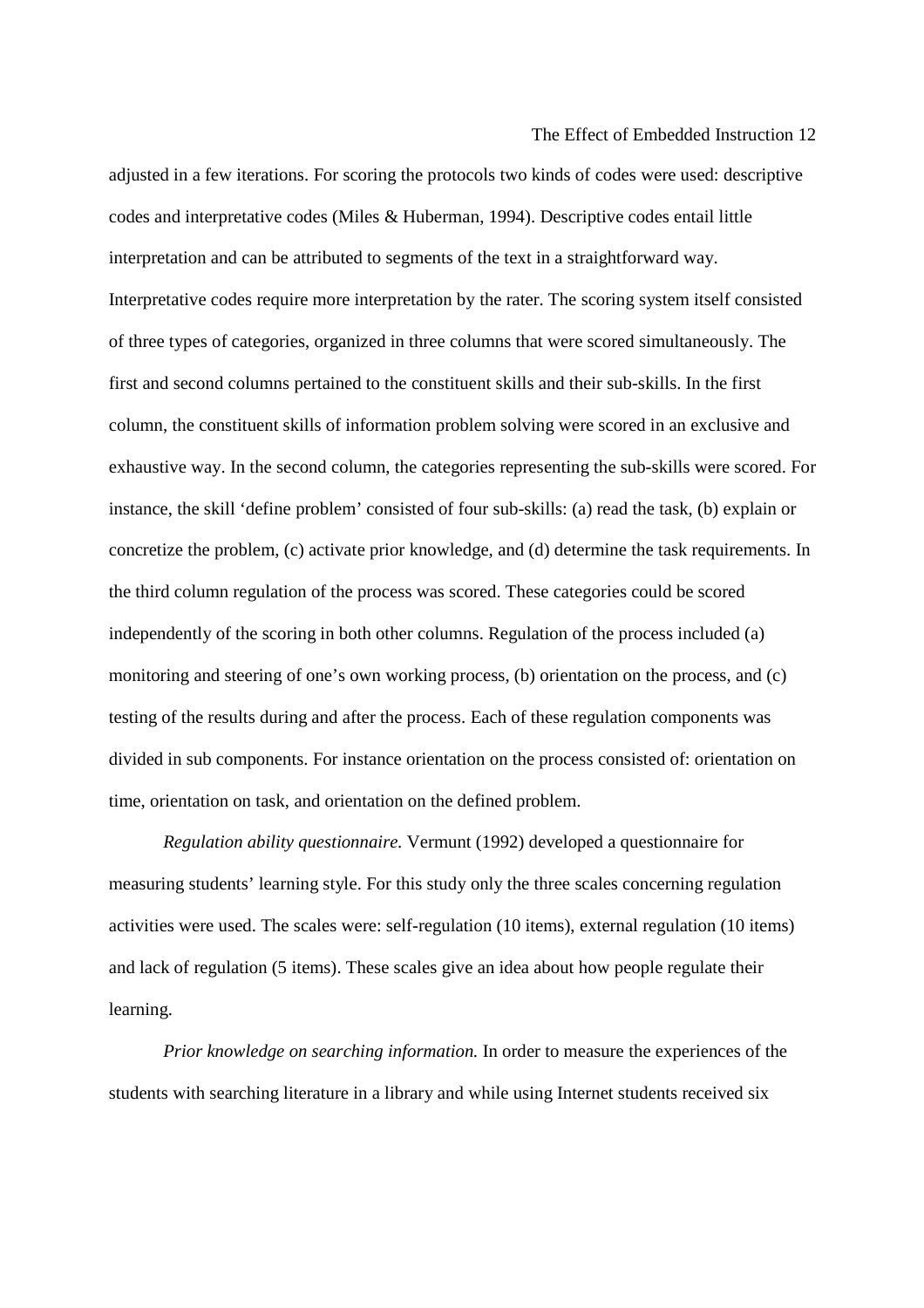adjusted in a few iterations. For scoring the protocols two kinds of codes were used: descriptive codes and interpretative codes (Miles & Huberman, 1994). Descriptive codes entail little interpretation and can be attributed to segments of the text in a straightforward way. Interpretative codes require more interpretation by the rater. The scoring system itself consisted of three types of categories, organized in three columns that were scored simultaneously. The first and second columns pertained to the constituent skills and their sub-skills. In the first column, the constituent skills of information problem solving were scored in an exclusive and exhaustive way. In the second column, the categories representing the sub-skills were scored. For instance, the skill 'define problem' consisted of four sub-skills: (a) read the task, (b) explain or concretize the problem, (c) activate prior knowledge, and (d) determine the task requirements. In the third column regulation of the process was scored. These categories could be scored independently of the scoring in both other columns. Regulation of the process included (a) monitoring and steering of one's own working process, (b) orientation on the process, and (c) testing of the results during and after the process. Each of these regulation components was divided in sub components. For instance orientation on the process consisted of: orientation on time, orientation on task, and orientation on the defined problem.

*Regulation ability questionnaire.* Vermunt (1992) developed a questionnaire for measuring students' learning style. For this study only the three scales concerning regulation activities were used. The scales were: self-regulation (10 items), external regulation (10 items) and lack of regulation (5 items). These scales give an idea about how people regulate their learning.

*Prior knowledge on searching information.* In order to measure the experiences of the students with searching literature in a library and while using Internet students received six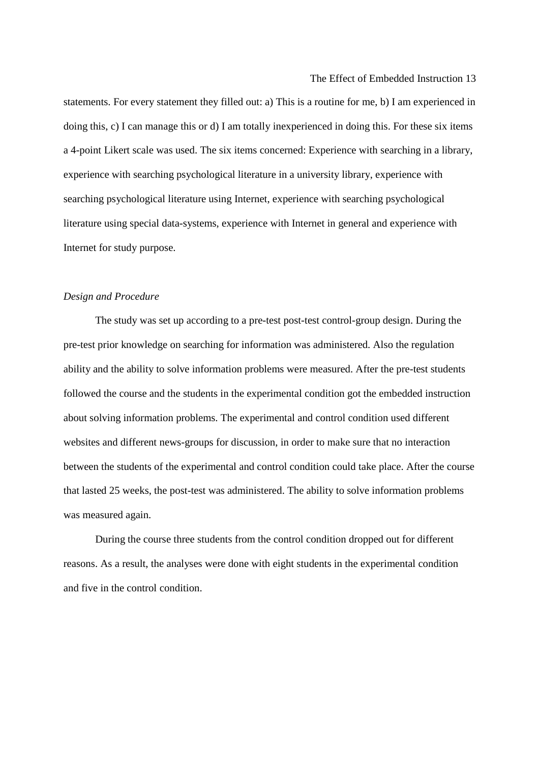statements. For every statement they filled out: a) This is a routine for me, b) I am experienced in doing this, c) I can manage this or d) I am totally inexperienced in doing this. For these six items a 4-point Likert scale was used. The six items concerned: Experience with searching in a library, experience with searching psychological literature in a university library, experience with searching psychological literature using Internet, experience with searching psychological literature using special data-systems, experience with Internet in general and experience with Internet for study purpose.

*Design and Procedure*

The study was set up according to a pre-test post-test control-group design. During the pre-test prior knowledge on searching for information was administered. Also the regulation ability and the ability to solve information problems were measured. After the pre-test students followed the course and the students in the experimental condition got the embedded instruction about solving information problems. The experimental and control condition used different websites and different news-groups for discussion, in order to make sure that no interaction between the students of the experimental and control condition could take place. After the course that lasted 25 weeks, the post-test was administered. The ability to solve information problems was measured again.

During the course three students from the control condition dropped out for different reasons. As a result, the analyses were done with eight students in the experimental condition and five in the control condition.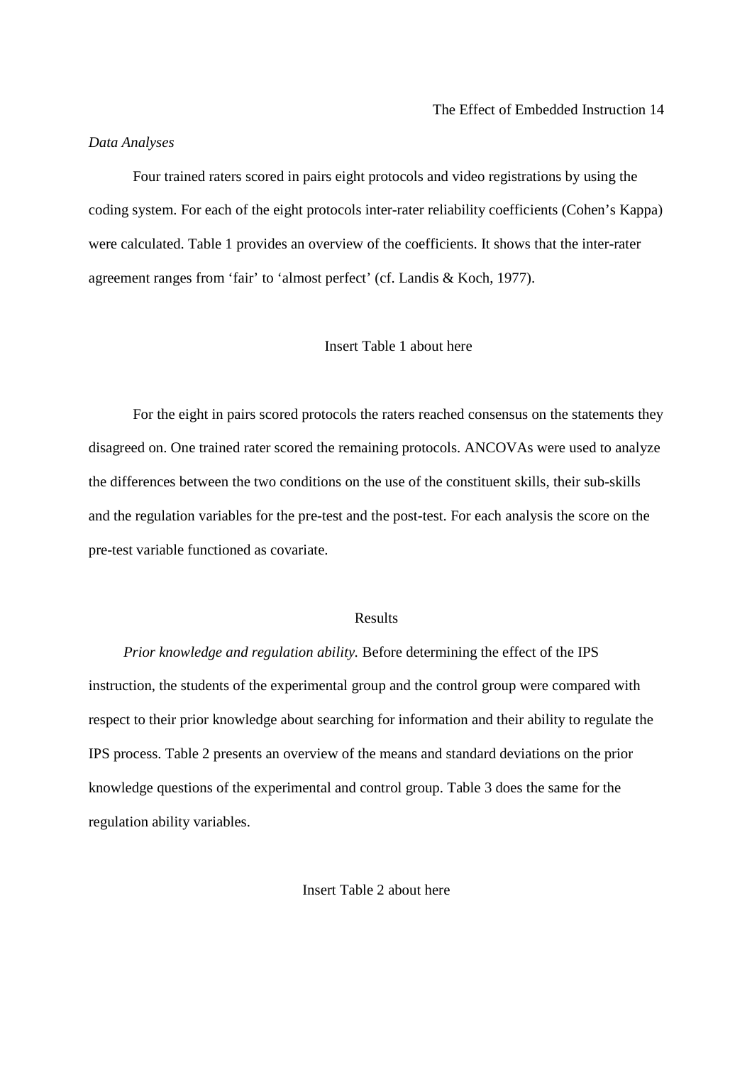*Data Analyses*

Four trained raters scored in pairs eight protocols and video registrations by using the coding system. For each of the eight protocols inter-rater reliability coefficients (Cohen's Kappa) were calculated. Table 1 provides an overview of the coefficients. It shows that the inter-rater agreement ranges from 'fair' to 'almost perfect' (cf. Landis & Koch, 1977).

Insert Table 1 about here

For the eight in pairs scored protocols the raters reached consensus on the statements they disagreed on. One trained rater scored the remaining protocols. ANCOVAs were used to analyze the differences between the two conditions on the use of the constituent skills, their sub-skills and the regulation variables for the pre-test and the post-test. For each analysis the score on the pre-test variable functioned as covariate.

## Results

*Prior knowledge and regulation ability.* Before determining the effect of the IPS instruction, the students of the experimental group and the control group were compared with respect to their prior knowledge about searching for information and their ability to regulate the IPS process. Table 2 presents an overview of the means and standard deviations on the prior knowledge questions of the experimental and control group. Table 3 does the same for the regulation ability variables.

Insert Table 2 about here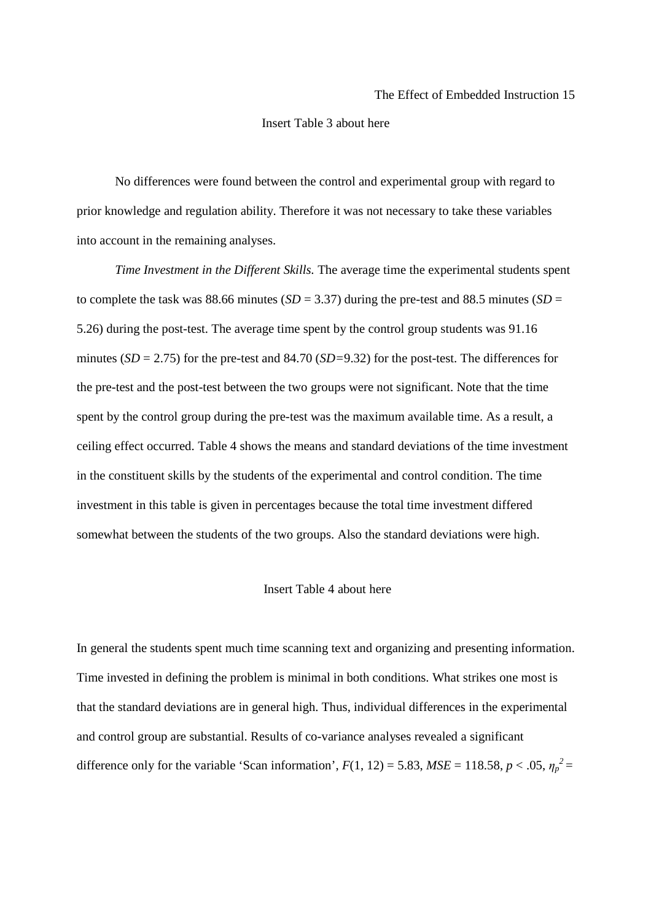Insert Table 3 about here

No differences were found between the control and experimental group with regard to prior knowledge and regulation ability. Therefore it was not necessary to take these variables into account in the remaining analyses.

*Time Investment in the Different Skills.* The average time the experimental students spent to complete the task was 88.66 minutes ($SD$ = 3.37) during the pre-test and 88.5 minutes ($SD$ = 5.26) during the post-test. The average time spent by the control group students was 91.16 minutes ($SD$ = 2.75) for the pre-test and 84.70 ($SD$=9.32) for the post-test. The differences for the pre-test and the post-test between the two groups were not significant. Note that the time spent by the control group during the pre-test was the maximum available time. As a result, a ceiling effect occurred. Table 4 shows the means and standard deviations of the time investment in the constituent skills by the students of the experimental and control condition. The time investment in this table is given in percentages because the total time investment differed somewhat between the students of the two groups. Also the standard deviations were high.

Insert Table 4 about here

In general the students spent much time scanning text and organizing and presenting information. Time invested in defining the problem is minimal in both conditions. What strikes one most is that the standard deviations are in general high. Thus, individual differences in the experimental and control group are substantial. Results of co-variance analyses revealed a significant difference only for the variable 'Scan information', $F(1, 12) = 5.83$, $MSE = 118.58$, $p < .05$, $\eta_p^2 =$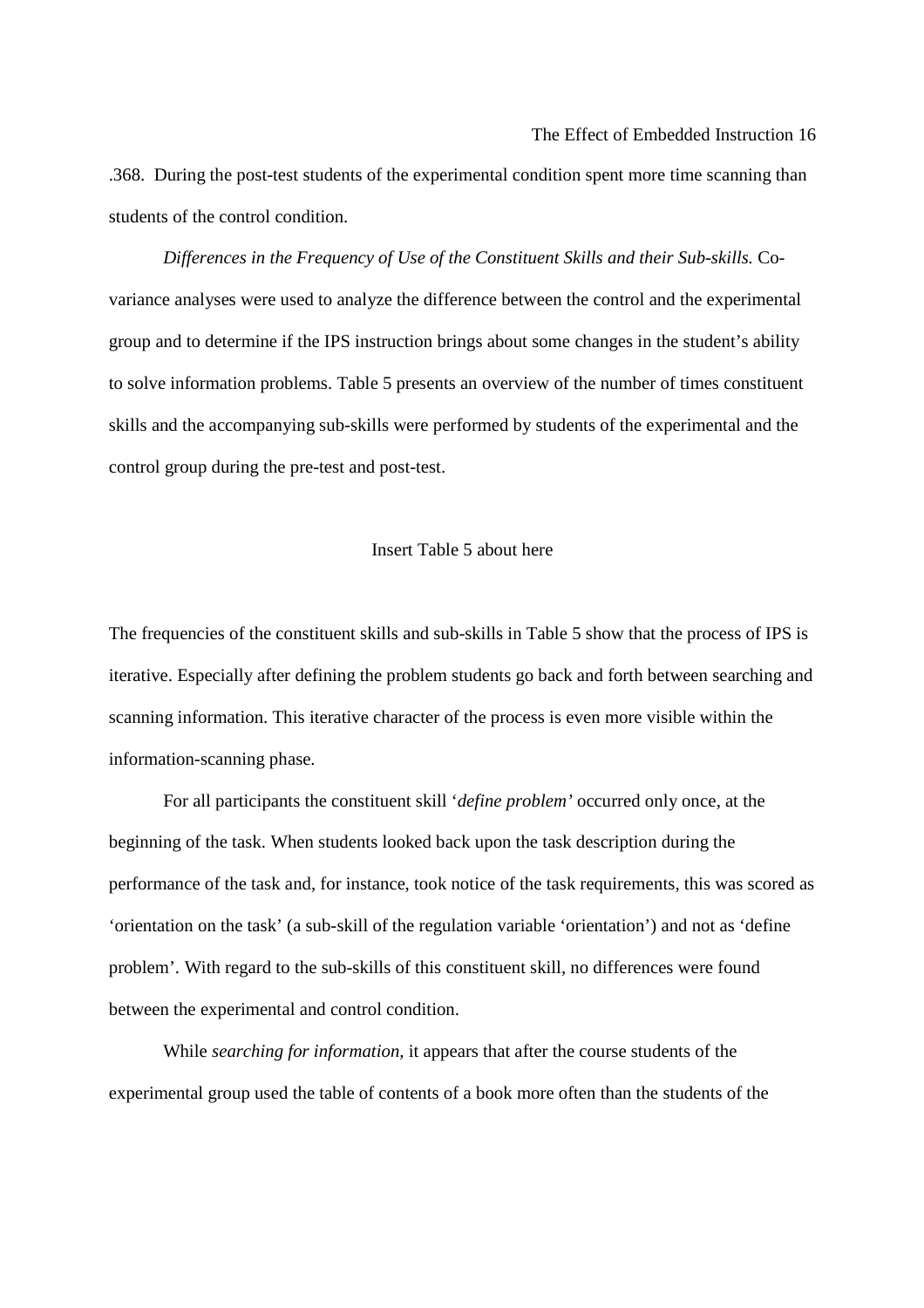.368. During the post-test students of the experimental condition spent more time scanning than students of the control condition.

*Differences in the Frequency of Use of the Constituent Skills and their Sub-skills.* Co-variance analyses were used to analyze the difference between the control and the experimental group and to determine if the IPS instruction brings about some changes in the student's ability to solve information problems. Table 5 presents an overview of the number of times constituent skills and the accompanying sub-skills were performed by students of the experimental and the control group during the pre-test and post-test.

Insert Table 5 about here

The frequencies of the constituent skills and sub-skills in Table 5 show that the process of IPS is iterative. Especially after defining the problem students go back and forth between searching and scanning information. This iterative character of the process is even more visible within the information-scanning phase.

For all participants the constituent skill '*define problem'* occurred only once, at the beginning of the task. When students looked back upon the task description during the performance of the task and, for instance, took notice of the task requirements, this was scored as 'orientation on the task' (a sub-skill of the regulation variable 'orientation') and not as 'define problem'. With regard to the sub-skills of this constituent skill, no differences were found between the experimental and control condition.

While *searching for information*, it appears that after the course students of the experimental group used the table of contents of a book more often than the students of the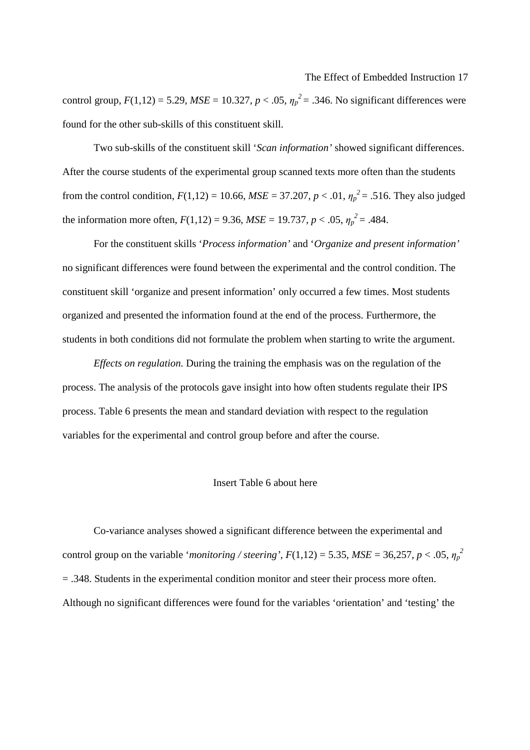control group, $F(1,12) = 5.29$, $MSE = 10.327$, $p < .05$, $\eta_p^2 = .346$. No significant differences were found for the other sub-skills of this constituent skill.

Two sub-skills of the constituent skill '*Scan information*' showed significant differences. After the course students of the experimental group scanned texts more often than the students from the control condition, $F(1,12) = 10.66$, $MSE = 37.207$, $p < .01$, $\eta_p^2 = .516$. They also judged the information more often, $F(1,12) = 9.36$, $MSE = 19.737$, $p < .05$, $\eta_p^2 = .484$.

For the constituent skills '*Process information*' and '*Organize and present information*' no significant differences were found between the experimental and the control condition. The constituent skill 'organize and present information' only occurred a few times. Most students organized and presented the information found at the end of the process. Furthermore, the students in both conditions did not formulate the problem when starting to write the argument.

*Effects on regulation.* During the training the emphasis was on the regulation of the process. The analysis of the protocols gave insight into how often students regulate their IPS process. Table 6 presents the mean and standard deviation with respect to the regulation variables for the experimental and control group before and after the course.

Insert Table 6 about here

Co-variance analyses showed a significant difference between the experimental and control group on the variable '*monitoring / steering*', $F(1,12) = 5.35$, $MSE = 36,257$, $p < .05$, $\eta_p^2 = .348$. Students in the experimental condition monitor and steer their process more often. Although no significant differences were found for the variables 'orientation' and 'testing' the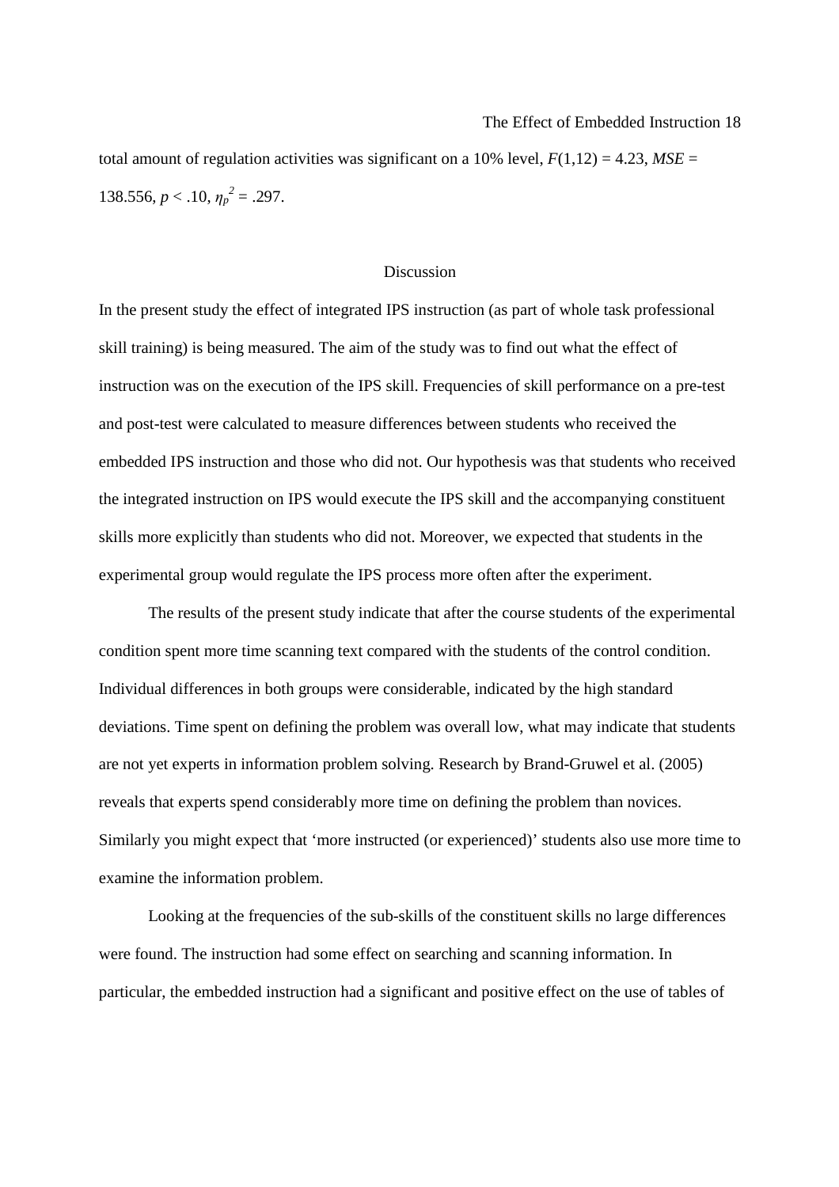total amount of regulation activities was significant on a 10% level, $F(1,12) = 4.23$, $MSE = 138.556$, $p < .10$, $\eta_p^2 = .297$.

## Discussion

In the present study the effect of integrated IPS instruction (as part of whole task professional skill training) is being measured. The aim of the study was to find out what the effect of instruction was on the execution of the IPS skill. Frequencies of skill performance on a pre-test and post-test were calculated to measure differences between students who received the embedded IPS instruction and those who did not. Our hypothesis was that students who received the integrated instruction on IPS would execute the IPS skill and the accompanying constituent skills more explicitly than students who did not. Moreover, we expected that students in the experimental group would regulate the IPS process more often after the experiment.

The results of the present study indicate that after the course students of the experimental condition spent more time scanning text compared with the students of the control condition. Individual differences in both groups were considerable, indicated by the high standard deviations. Time spent on defining the problem was overall low, what may indicate that students are not yet experts in information problem solving. Research by Brand-Gruwel et al. (2005) reveals that experts spend considerably more time on defining the problem than novices. Similarly you might expect that 'more instructed (or experienced)' students also use more time to examine the information problem.

Looking at the frequencies of the sub-skills of the constituent skills no large differences were found. The instruction had some effect on searching and scanning information. In particular, the embedded instruction had a significant and positive effect on the use of tables of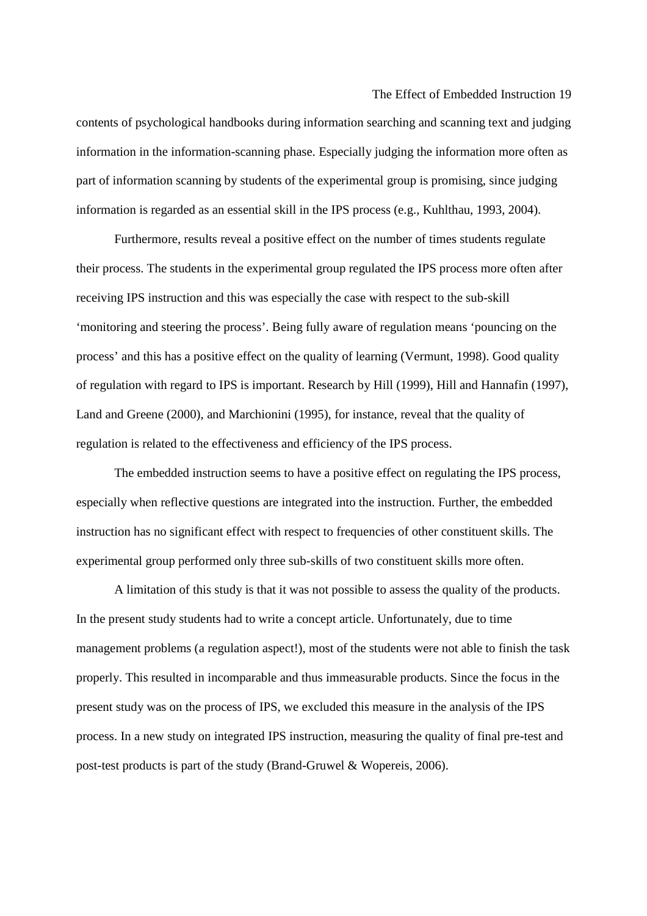contents of psychological handbooks during information searching and scanning text and judging information in the information-scanning phase. Especially judging the information more often as part of information scanning by students of the experimental group is promising, since judging information is regarded as an essential skill in the IPS process (e.g., Kuhlthau, 1993, 2004).

Furthermore, results reveal a positive effect on the number of times students regulate their process. The students in the experimental group regulated the IPS process more often after receiving IPS instruction and this was especially the case with respect to the sub-skill 'monitoring and steering the process'. Being fully aware of regulation means 'pouncing on the process' and this has a positive effect on the quality of learning (Vermunt, 1998). Good quality of regulation with regard to IPS is important. Research by Hill (1999), Hill and Hannafin (1997), Land and Greene (2000), and Marchionini (1995), for instance, reveal that the quality of regulation is related to the effectiveness and efficiency of the IPS process.

The embedded instruction seems to have a positive effect on regulating the IPS process, especially when reflective questions are integrated into the instruction. Further, the embedded instruction has no significant effect with respect to frequencies of other constituent skills. The experimental group performed only three sub-skills of two constituent skills more often.

A limitation of this study is that it was not possible to assess the quality of the products. In the present study students had to write a concept article. Unfortunately, due to time management problems (a regulation aspect!), most of the students were not able to finish the task properly. This resulted in incomparable and thus immeasurable products. Since the focus in the present study was on the process of IPS, we excluded this measure in the analysis of the IPS process. In a new study on integrated IPS instruction, measuring the quality of final pre-test and post-test products is part of the study (Brand-Gruwel & Wopereis, 2006).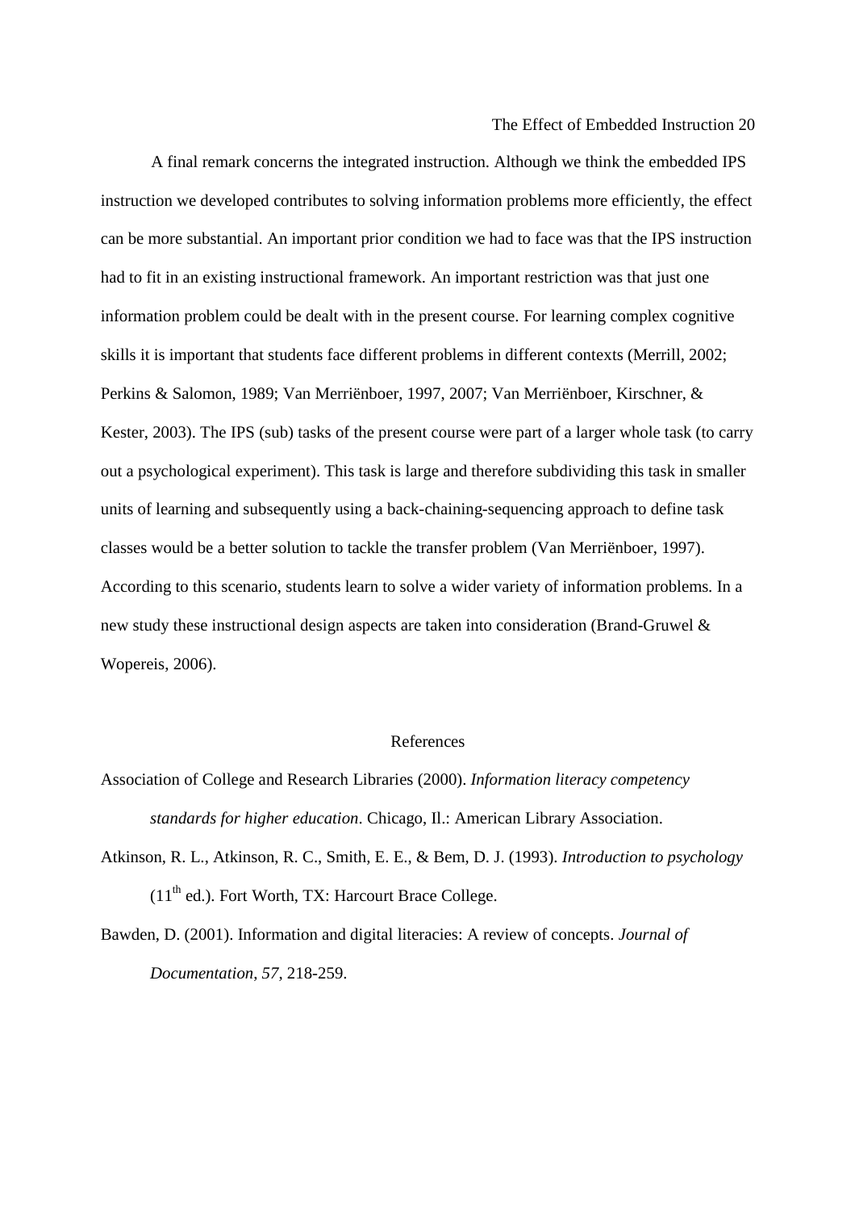A final remark concerns the integrated instruction. Although we think the embedded IPS instruction we developed contributes to solving information problems more efficiently, the effect can be more substantial. An important prior condition we had to face was that the IPS instruction had to fit in an existing instructional framework. An important restriction was that just one information problem could be dealt with in the present course. For learning complex cognitive skills it is important that students face different problems in different contexts (Merrill, 2002; Perkins & Salomon, 1989; Van Merriënboer, 1997, 2007; Van Merriënboer, Kirschner, & Kester, 2003). The IPS (sub) tasks of the present course were part of a larger whole task (to carry out a psychological experiment). This task is large and therefore subdividing this task in smaller units of learning and subsequently using a back-chaining-sequencing approach to define task classes would be a better solution to tackle the transfer problem (Van Merriënboer, 1997). According to this scenario, students learn to solve a wider variety of information problems. In a new study these instructional design aspects are taken into consideration (Brand-Gruwel & Wopereis, 2006).

## References

Association of College and Research Libraries (2000). *Information literacy competency standards for higher education*. Chicago, Il.: American Library Association.

Atkinson, R. L., Atkinson, R. C., Smith, E. E., & Bem, D. J. (1993). *Introduction to psychology* (11th ed.). Fort Worth, TX: Harcourt Brace College.

Bawden, D. (2001). Information and digital literacies: A review of concepts. *Journal of Documentation*, *57*, 218-259.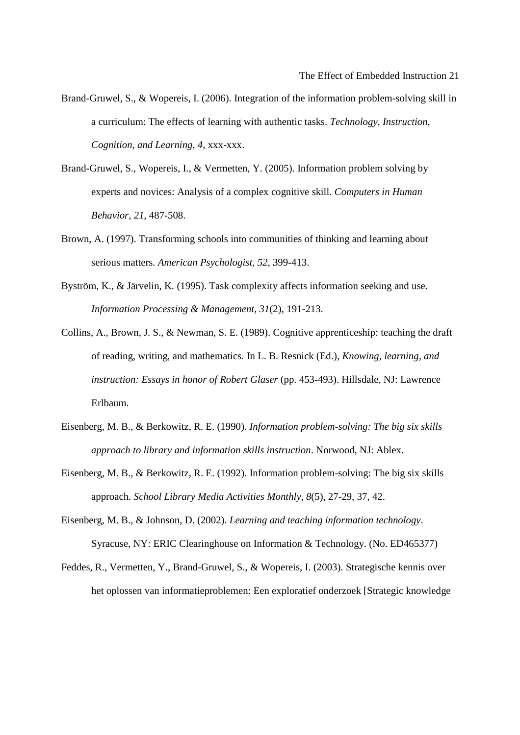Brand-Gruwel, S., & Wopereis, I. (2006). Integration of the information problem-solving skill in a curriculum: The effects of learning with authentic tasks. *Technology, Instruction, Cognition, and Learning*, *4*, xxx-xxx.

Brand-Gruwel, S., Wopereis, I., & Vermetten, Y. (2005). Information problem solving by experts and novices: Analysis of a complex cognitive skill. *Computers in Human Behavior, 21*, 487-508.

Brown, A. (1997). Transforming schools into communities of thinking and learning about serious matters. *American Psychologist*, *52*, 399-413.

Byström, K., & Järvelin, K. (1995). Task complexity affects information seeking and use. *Information Processing & Management*, *31*(2), 191-213.

Collins, A., Brown, J. S., & Newman, S. E. (1989). Cognitive apprenticeship: teaching the draft of reading, writing, and mathematics. In L. B. Resnick (Ed.), *Knowing, learning, and instruction: Essays in honor of Robert Glaser* (pp. 453-493). Hillsdale, NJ: Lawrence Erlbaum.

Eisenberg, M. B., & Berkowitz, R. E. (1990). *Information problem-solving: The big six skills approach to library and information skills instruction*. Norwood, NJ: Ablex.

Eisenberg, M. B., & Berkowitz, R. E. (1992). Information problem-solving: The big six skills approach. *School Library Media Activities Monthly*, *8*(5), 27-29, 37, 42.

Eisenberg, M. B., & Johnson, D. (2002). *Learning and teaching information technology*. Syracuse, NY: ERIC Clearinghouse on Information & Technology. (No. ED465377)

Feddes, R., Vermetten, Y., Brand-Gruwel, S., & Wopereis, I. (2003). Strategische kennis over het oplossen van informatieproblemen: Een exploratief onderzoek [Strategic knowledge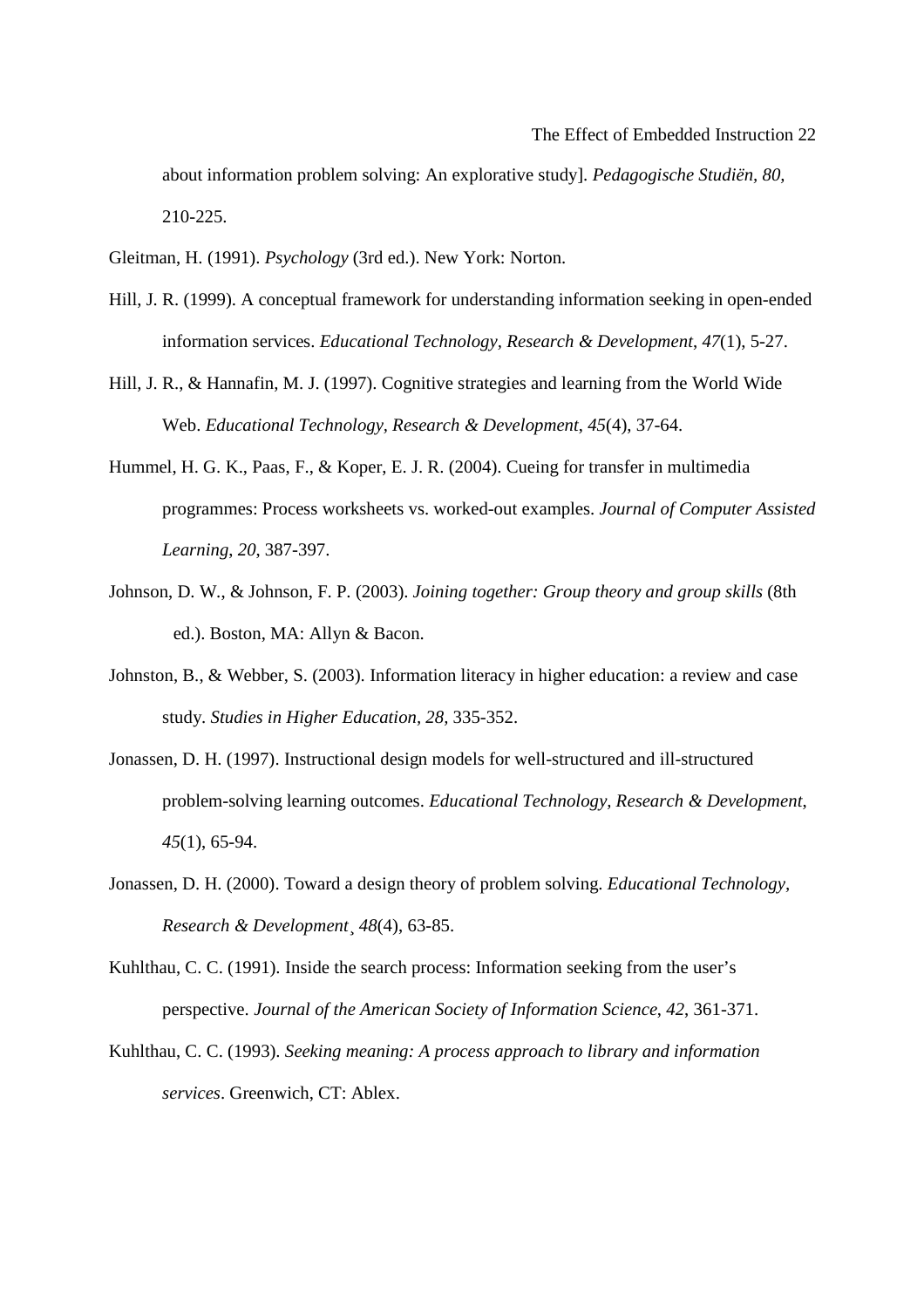about information problem solving: An explorative study]. *Pedagogische Studiën, 80*, 210-225.

Gleitman, H. (1991). *Psychology* (3rd ed.). New York: Norton.

Hill, J. R. (1999). A conceptual framework for understanding information seeking in open-ended information services. *Educational Technology, Research & Development*, *47*(1), 5-27.

Hill, J. R., & Hannafin, M. J. (1997). Cognitive strategies and learning from the World Wide Web. *Educational Technology, Research & Development*, *45*(4), 37-64.

Hummel, H. G. K., Paas, F., & Koper, E. J. R. (2004). Cueing for transfer in multimedia programmes: Process worksheets vs. worked-out examples. *Journal of Computer Assisted Learning*, *20*, 387-397.

Johnson, D. W., & Johnson, F. P. (2003). *Joining together: Group theory and group skills* (8th ed.). Boston, MA: Allyn & Bacon.

Johnston, B., & Webber, S. (2003). Information literacy in higher education: a review and case study. *Studies in Higher Education*, *28,* 335-352.

Jonassen, D. H. (1997). Instructional design models for well-structured and ill-structured problem-solving learning outcomes. *Educational Technology, Research & Development*, *45*(1), 65-94.

Jonassen, D. H. (2000). Toward a design theory of problem solving. *Educational Technology, Research & Development¸ 48*(4), 63-85.

Kuhlthau, C. C. (1991). Inside the search process: Information seeking from the user's perspective. *Journal of the American Society of Information Science*, *42*, 361-371.

Kuhlthau, C. C. (1993). *Seeking meaning: A process approach to library and information services*. Greenwich, CT: Ablex.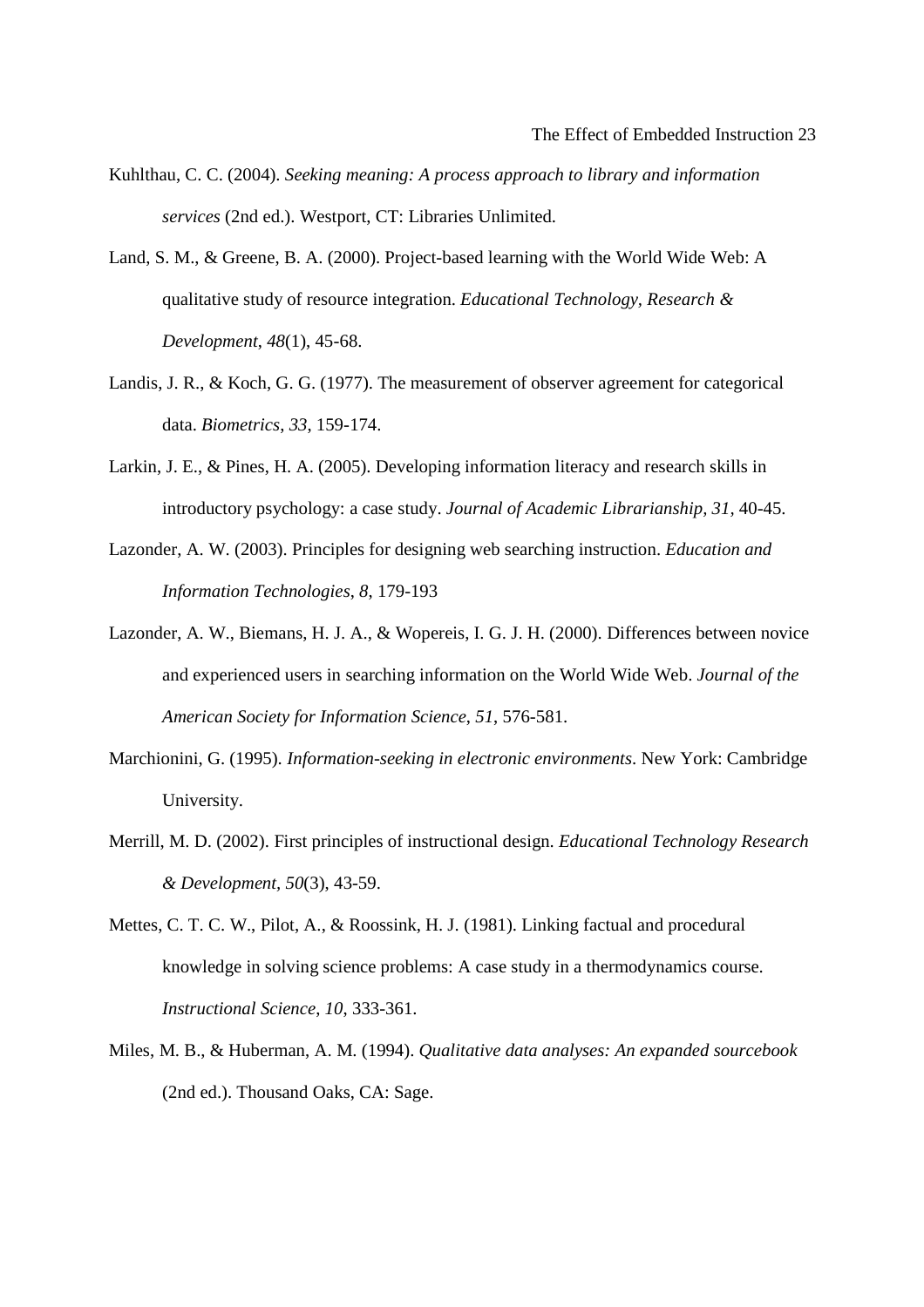Kuhlthau, C. C. (2004). *Seeking meaning: A process approach to library and information services* (2nd ed.). Westport, CT: Libraries Unlimited.

Land, S. M., & Greene, B. A. (2000). Project-based learning with the World Wide Web: A qualitative study of resource integration. *Educational Technology, Research & Development*, *48*(1), 45-68.

Landis, J. R., & Koch, G. G. (1977). The measurement of observer agreement for categorical data. *Biometrics, 33*, 159-174.

Larkin, J. E., & Pines, H. A. (2005). Developing information literacy and research skills in introductory psychology: a case study. *Journal of Academic Librarianship, 31*, 40-45.

Lazonder, A. W. (2003). Principles for designing web searching instruction. *Education and Information Technologies*, *8*, 179-193

Lazonder, A. W., Biemans, H. J. A., & Wopereis, I. G. J. H. (2000). Differences between novice and experienced users in searching information on the World Wide Web. *Journal of the American Society for Information Science*, *51*, 576-581.

Marchionini, G. (1995). *Information-seeking in electronic environments*. New York: Cambridge University.

Merrill, M. D. (2002). First principles of instructional design. *Educational Technology Research & Development, 50*(3), 43-59.

Mettes, C. T. C. W., Pilot, A., & Roossink, H. J. (1981). Linking factual and procedural knowledge in solving science problems: A case study in a thermodynamics course. *Instructional Science, 10*, 333-361.

Miles, M. B., & Huberman, A. M. (1994). *Qualitative data analyses: An expanded sourcebook* (2nd ed.). Thousand Oaks, CA: Sage.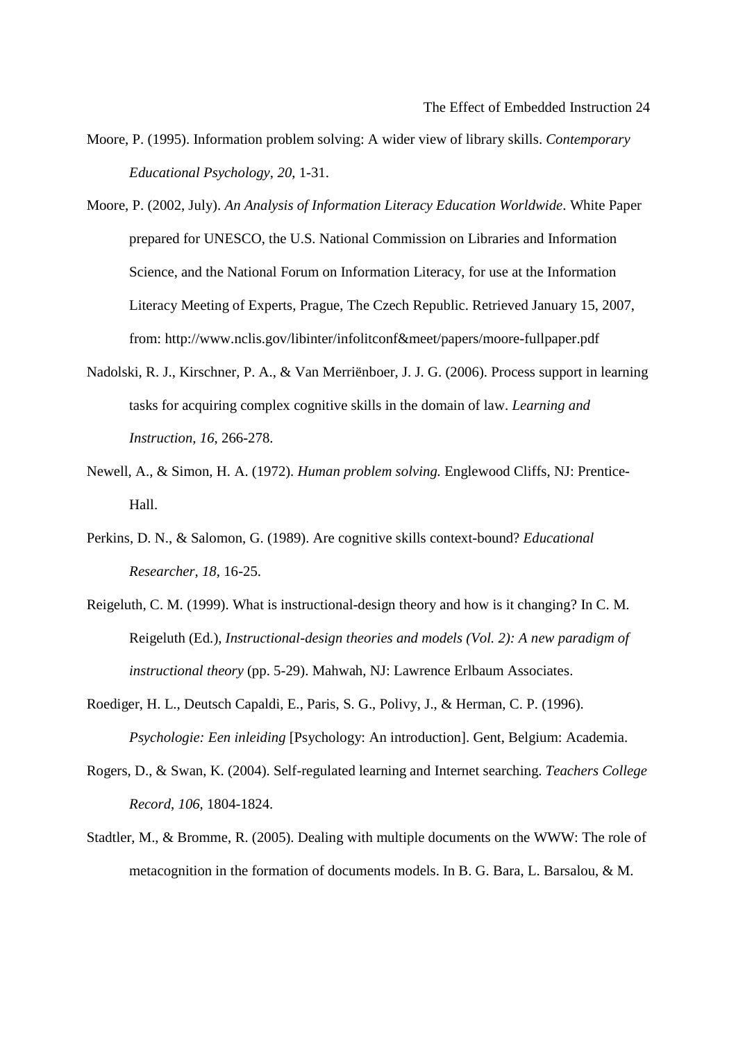Moore, P. (1995). Information problem solving: A wider view of library skills. *Contemporary Educational Psychology*, *20*, 1-31.

Moore, P. (2002, July). *An Analysis of Information Literacy Education Worldwide*. White Paper prepared for UNESCO, the U.S. National Commission on Libraries and Information Science, and the National Forum on Information Literacy, for use at the Information Literacy Meeting of Experts, Prague, The Czech Republic. Retrieved January 15, 2007, from: http://www.nclis.gov/libinter/infolitconf&meet/papers/moore-fullpaper.pdf

Nadolski, R. J., Kirschner, P. A., & Van Merriënboer, J. J. G. (2006). Process support in learning tasks for acquiring complex cognitive skills in the domain of law. *Learning and Instruction*, *16*, 266-278.

Newell, A., & Simon, H. A. (1972). *Human problem solving.* Englewood Cliffs, NJ: Prentice-Hall.

Perkins, D. N., & Salomon, G. (1989). Are cognitive skills context-bound? *Educational Researcher*, *18*, 16-25.

Reigeluth, C. M. (1999). What is instructional-design theory and how is it changing? In C. M. Reigeluth (Ed.), *Instructional-design theories and models (Vol. 2): A new paradigm of instructional theory* (pp. 5-29). Mahwah, NJ: Lawrence Erlbaum Associates.

Roediger, H. L., Deutsch Capaldi, E., Paris, S. G., Polivy, J., & Herman, C. P. (1996). *Psychologie: Een inleiding* [Psychology: An introduction]. Gent, Belgium: Academia.

Rogers, D., & Swan, K. (2004). Self-regulated learning and Internet searching. *Teachers College Record*, *106*, 1804-1824.

Stadtler, M., & Bromme, R. (2005). Dealing with multiple documents on the WWW: The role of metacognition in the formation of documents models. In B. G. Bara, L. Barsalou, & M.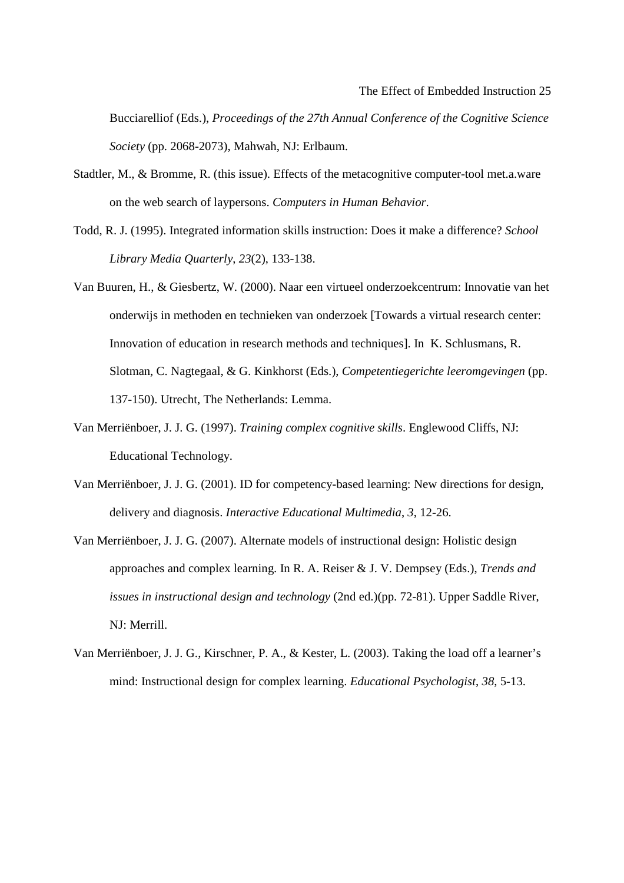Bucciarelliof (Eds.), *Proceedings of the 27th Annual Conference of the Cognitive Science Society* (pp. 2068-2073), Mahwah, NJ: Erlbaum.

Stadtler, M., & Bromme, R. (this issue). Effects of the metacognitive computer-tool met.a.ware on the web search of laypersons. *Computers in Human Behavior*.

Todd, R. J. (1995). Integrated information skills instruction: Does it make a difference? *School Library Media Quarterly*, *23*(2), 133-138.

Van Buuren, H., & Giesbertz, W. (2000). Naar een virtueel onderzoekcentrum: Innovatie van het onderwijs in methoden en technieken van onderzoek [Towards a virtual research center: Innovation of education in research methods and techniques]. In K. Schlusmans, R. Slotman, C. Nagtegaal, & G. Kinkhorst (Eds.), *Competentiegerichte leeromgevingen* (pp. 137-150). Utrecht, The Netherlands: Lemma.

Van Merriënboer, J. J. G. (1997). *Training complex cognitive skills*. Englewood Cliffs, NJ: Educational Technology.

Van Merriënboer, J. J. G. (2001). ID for competency-based learning: New directions for design, delivery and diagnosis. *Interactive Educational Multimedia*, *3*, 12-26.

Van Merriënboer, J. J. G. (2007). Alternate models of instructional design: Holistic design approaches and complex learning. In R. A. Reiser & J. V. Dempsey (Eds.), *Trends and issues in instructional design and technology* (2nd ed.)(pp. 72-81). Upper Saddle River, NJ: Merrill.

Van Merriënboer, J. J. G., Kirschner, P. A., & Kester, L. (2003). Taking the load off a learner's mind: Instructional design for complex learning. *Educational Psychologist*, *38*, 5-13.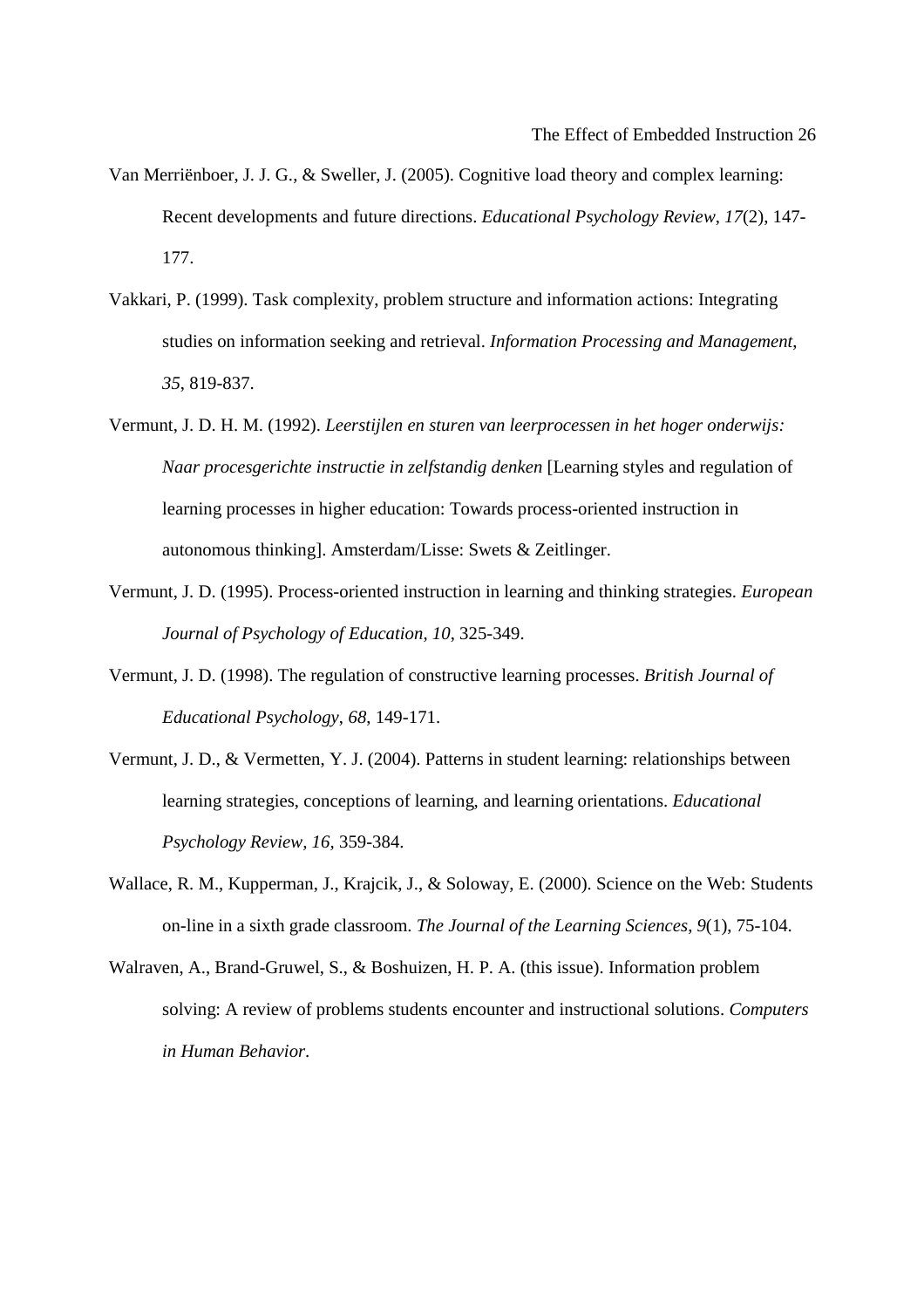Van Merriënboer, J. J. G., & Sweller, J. (2005). Cognitive load theory and complex learning: Recent developments and future directions. *Educational Psychology Review*, *17*(2), 147-177.

Vakkari, P. (1999). Task complexity, problem structure and information actions: Integrating studies on information seeking and retrieval. *Information Processing and Management*, *35*, 819-837.

Vermunt, J. D. H. M. (1992). *Leerstijlen en sturen van leerprocessen in het hoger onderwijs: Naar procesgerichte instructie in zelfstandig denken* [Learning styles and regulation of learning processes in higher education: Towards process-oriented instruction in autonomous thinking]. Amsterdam/Lisse: Swets & Zeitlinger.

Vermunt, J. D. (1995). Process-oriented instruction in learning and thinking strategies. *European Journal of Psychology of Education*, *10*, 325-349.

Vermunt, J. D. (1998). The regulation of constructive learning processes. *British Journal of Educational Psychology*, *68*, 149-171.

Vermunt, J. D., & Vermetten, Y. J. (2004). Patterns in student learning: relationships between learning strategies, conceptions of learning, and learning orientations. *Educational Psychology Review, 16*, 359-384.

Wallace, R. M., Kupperman, J., Krajcik, J., & Soloway, E. (2000). Science on the Web: Students on-line in a sixth grade classroom. *The Journal of the Learning Sciences*, *9*(1), 75-104.

Walraven, A., Brand-Gruwel, S., & Boshuizen, H. P. A. (this issue). Information problem solving: A review of problems students encounter and instructional solutions. *Computers in Human Behavior*.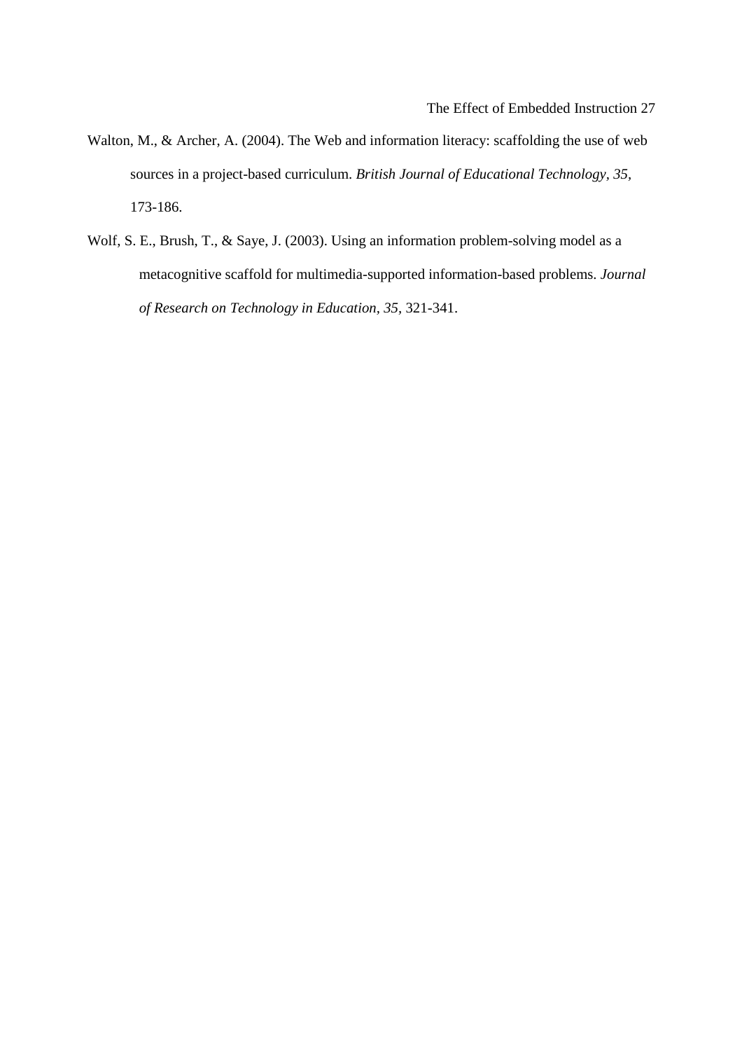Walton, M., & Archer, A. (2004). The Web and information literacy: scaffolding the use of web sources in a project-based curriculum. *British Journal of Educational Technology, 35,* 173-186.

Wolf, S. E., Brush, T., & Saye, J. (2003). Using an information problem-solving model as a metacognitive scaffold for multimedia-supported information-based problems. *Journal of Research on Technology in Education, 35,* 321-341.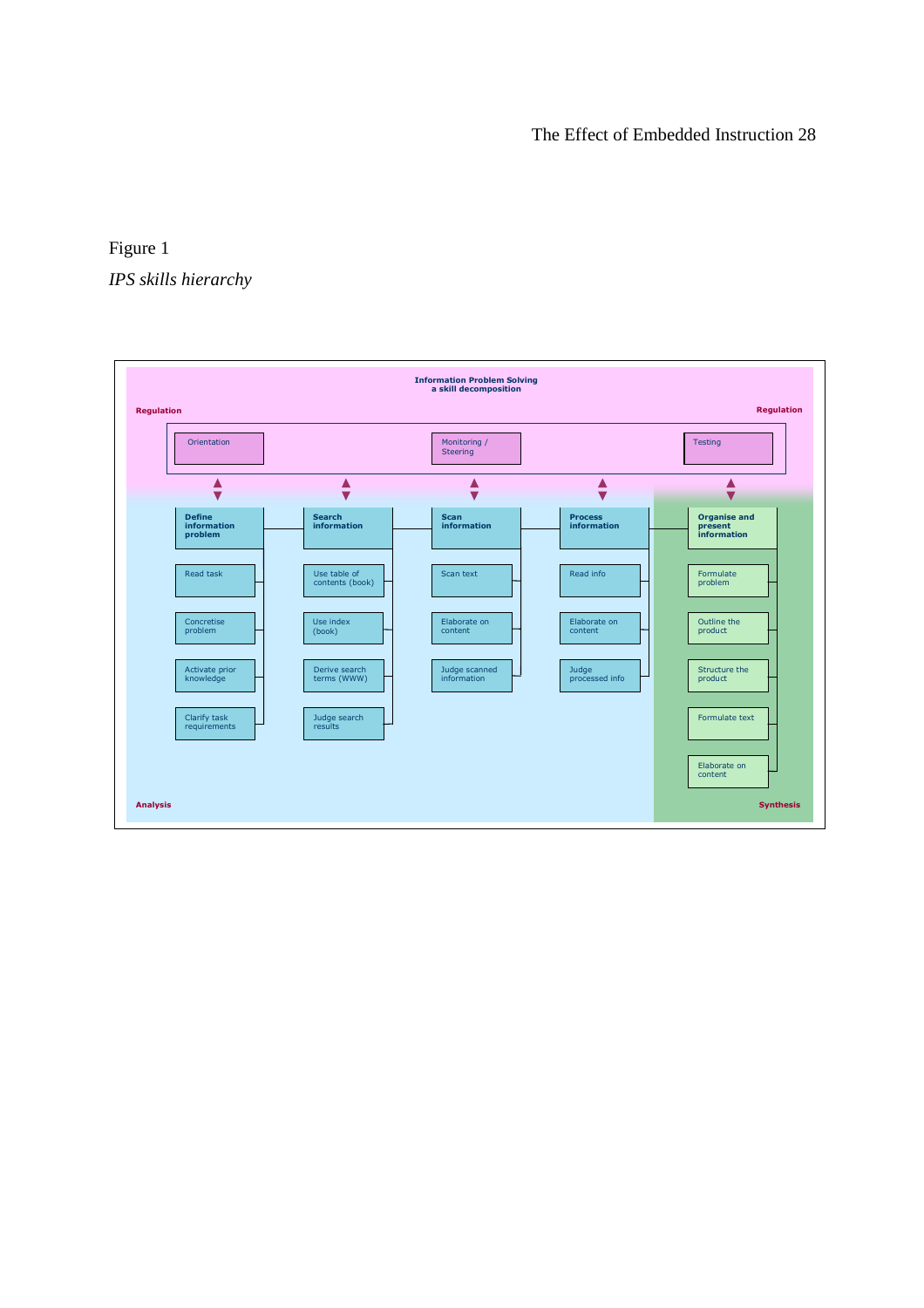Figure 1

*IPS skills hierarchy*

**Information Problem Solving**
**a skill decomposition**

**Regulation**

- Orientation
- Monitoring / Steering
- Testing

**Analysis**

- **Define information problem**
  - Read task
  - Concretise problem
  - Activate prior knowledge
  - Clarify task requirements
- **Search information**
  - Use table of contents (book)
  - Use index (book)
  - Derive search terms (WWW)
  - Judge search results
- **Scan information**
  - Scan text
  - Elaborate on content
  - Judge scanned information
- **Process information**
  - Read info
  - Elaborate on content
  - Judge processed info

**Synthesis**

- **Organise and present information**
  - Formulate problem
  - Outline the product
  - Structure the product
  - Formulate text
  - Elaborate on content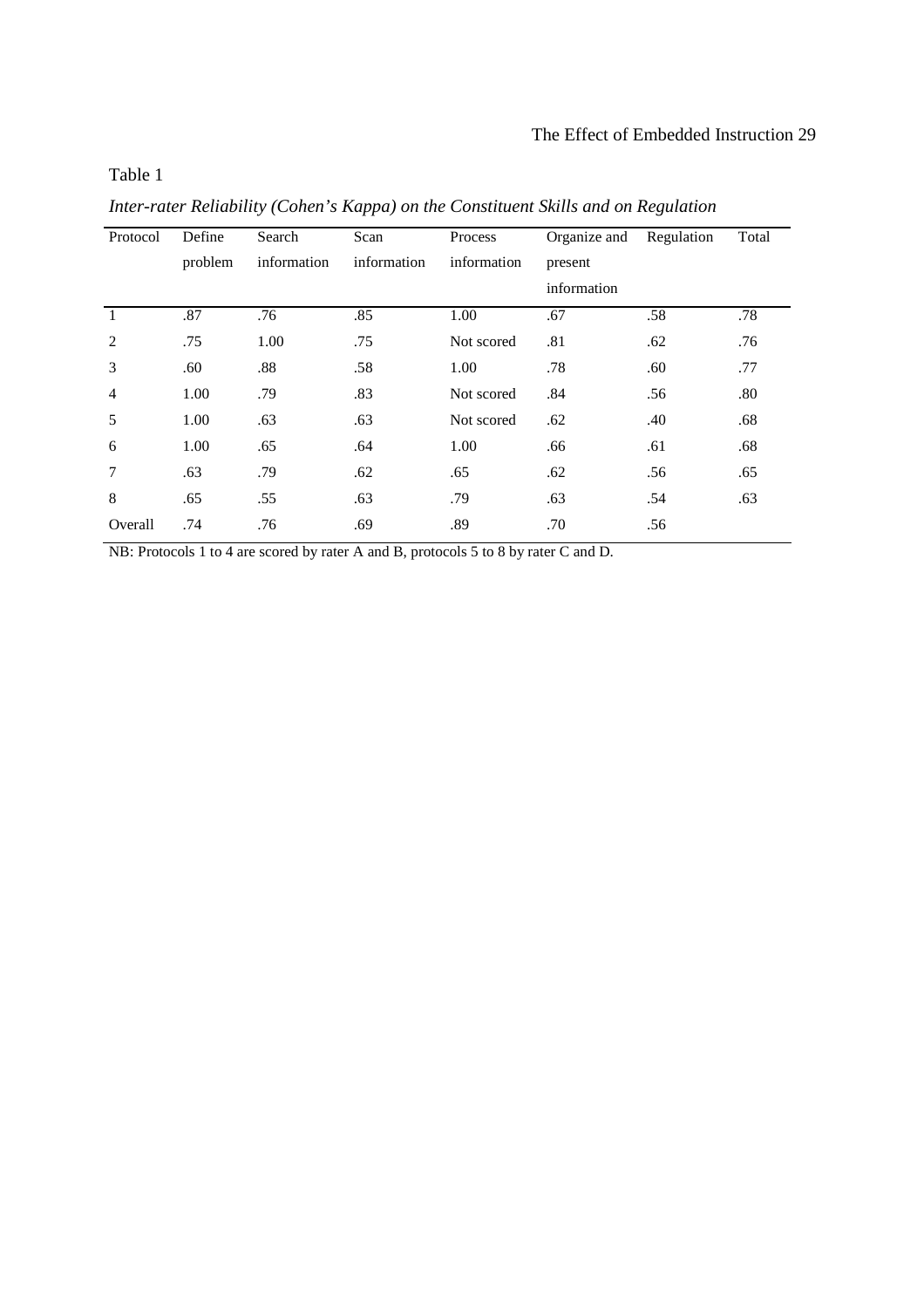Table 1

*Inter-rater Reliability (Cohen's Kappa) on the Constituent Skills and on Regulation*

| Protocol | Define problem | Search information | Scan information | Process information | Organize and present information | Regulation | Total |
|---|---|---|---|---|---|---|---|
| 1 | .87 | .76 | .85 | 1.00 | .67 | .58 | .78 |
| 2 | .75 | 1.00 | .75 | Not scored | .81 | .62 | .76 |
| 3 | .60 | .88 | .58 | 1.00 | .78 | .60 | .77 |
| 4 | 1.00 | .79 | .83 | Not scored | .84 | .56 | .80 |
| 5 | 1.00 | .63 | .63 | Not scored | .62 | .40 | .68 |
| 6 | 1.00 | .65 | .64 | 1.00 | .66 | .61 | .68 |
| 7 | .63 | .79 | .62 | .65 | .62 | .56 | .65 |
| 8 | .65 | .55 | .63 | .79 | .63 | .54 | .63 |
| Overall | .74 | .76 | .69 | .89 | .70 | .56 | |

NB: Protocols 1 to 4 are scored by rater A and B, protocols 5 to 8 by rater C and D.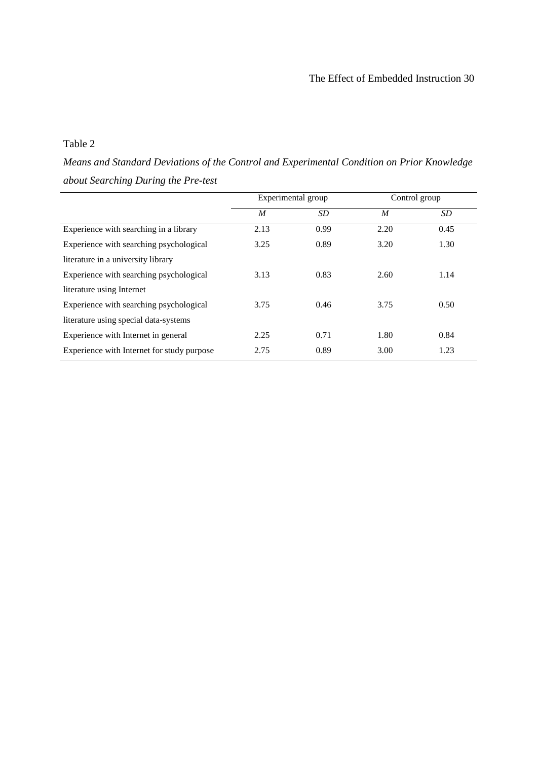Table 2

*Means and Standard Deviations of the Control and Experimental Condition on Prior Knowledge about Searching During the Pre-test*

| | Experimental group | | Control group | |
|---|---|---|---|---|
| | *M* | *SD* | *M* | *SD* |
| Experience with searching in a library | 2.13 | 0.99 | 2.20 | 0.45 |
| Experience with searching psychological literature in a university library | 3.25 | 0.89 | 3.20 | 1.30 |
| Experience with searching psychological literature using Internet | 3.13 | 0.83 | 2.60 | 1.14 |
| Experience with searching psychological literature using special data-systems | 3.75 | 0.46 | 3.75 | 0.50 |
| Experience with Internet in general | 2.25 | 0.71 | 1.80 | 0.84 |
| Experience with Internet for study purpose | 2.75 | 0.89 | 3.00 | 1.23 |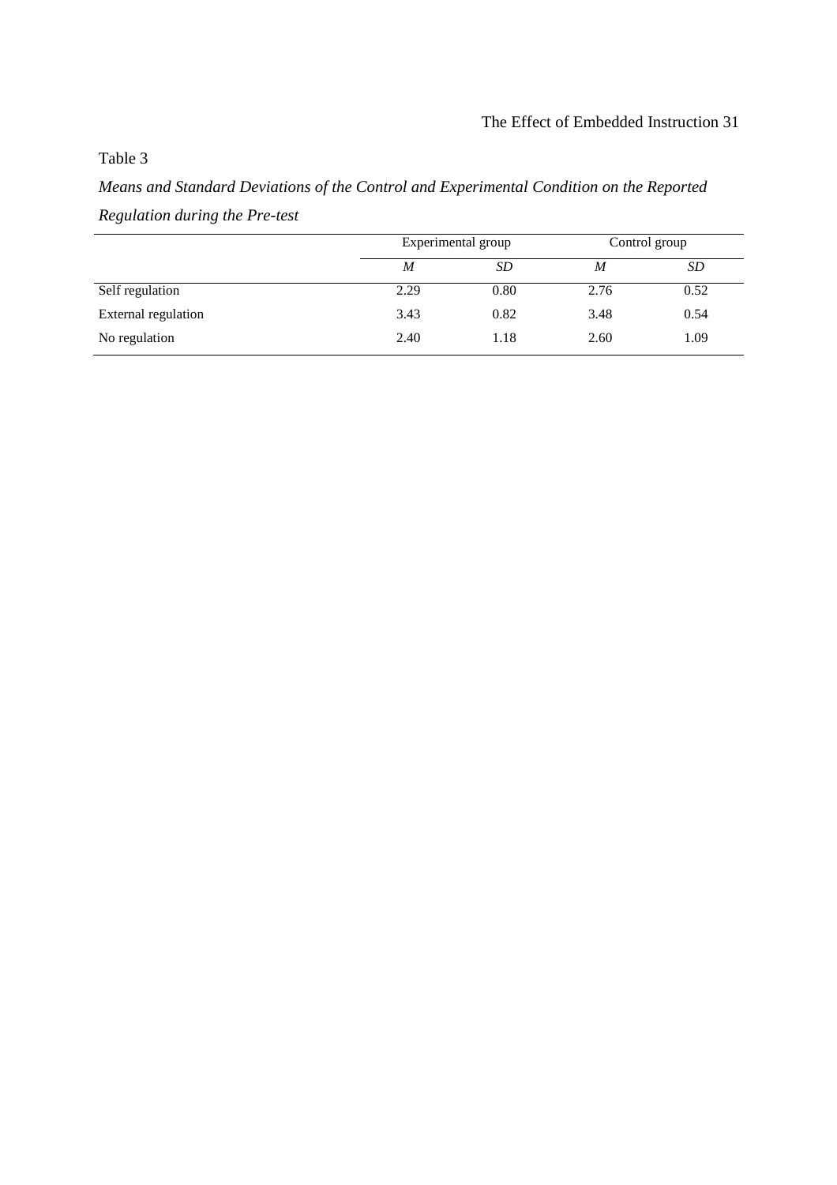Table 3

*Means and Standard Deviations of the Control and Experimental Condition on the Reported Regulation during the Pre-test*

| | Experimental group | | Control group | |
|---|---|---|---|---|
| | *M* | *SD* | *M* | *SD* |
| Self regulation | 2.29 | 0.80 | 2.76 | 0.52 |
| External regulation | 3.43 | 0.82 | 3.48 | 0.54 |
| No regulation | 2.40 | 1.18 | 2.60 | 1.09 |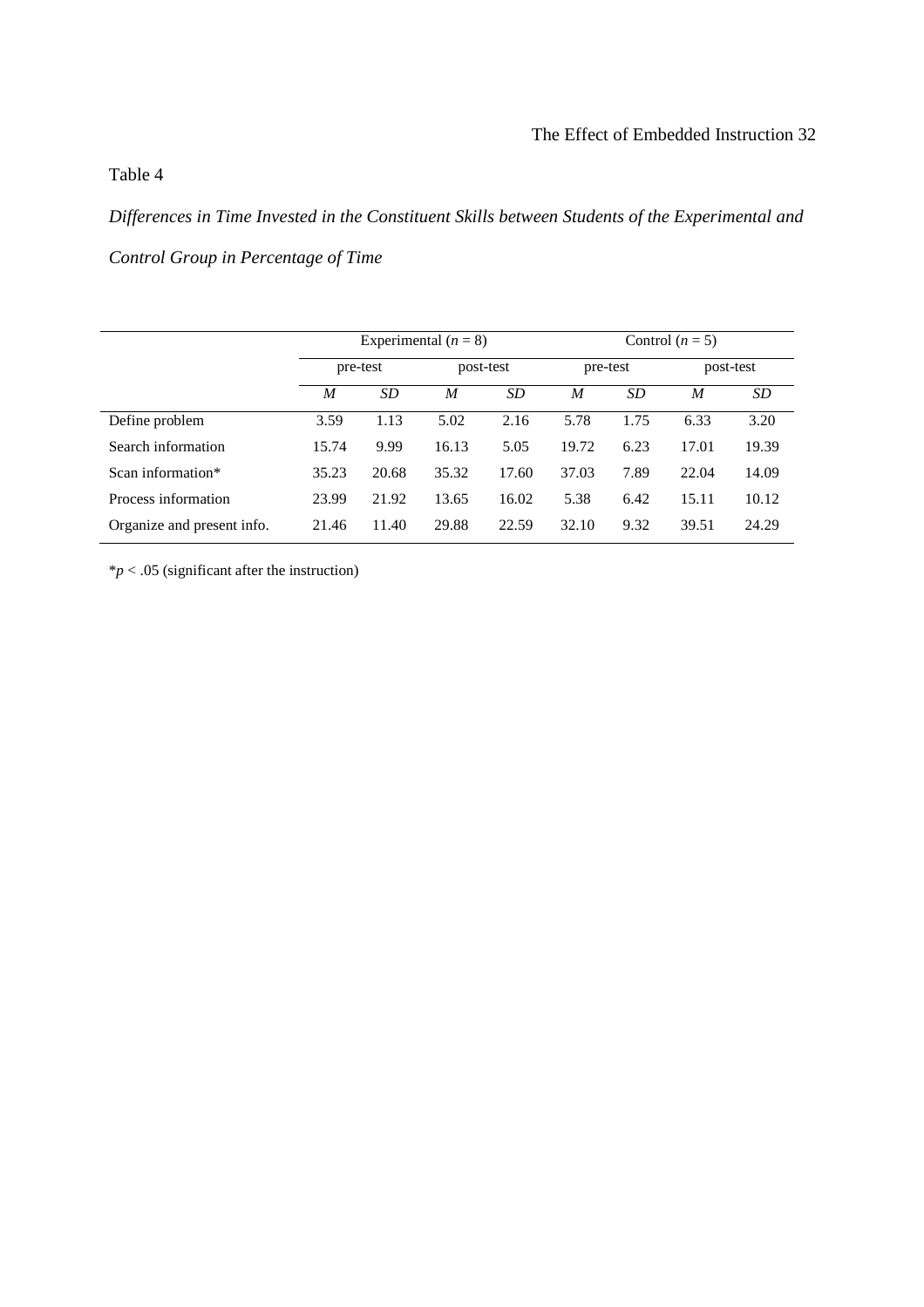Table 4

*Differences in Time Invested in the Constituent Skills between Students of the Experimental and Control Group in Percentage of Time*

| | Experimental ($n$ = 8) | | | | Control ($n$ = 5) | | | |
|---|---|---|---|---|---|---|---|---|
| | pre-test | | post-test | | pre-test | | post-test | |
| | *M* | *SD* | *M* | *SD* | *M* | *SD* | *M* | *SD* |
| Define problem | 3.59 | 1.13 | 5.02 | 2.16 | 5.78 | 1.75 | 6.33 | 3.20 |
| Search information | 15.74 | 9.99 | 16.13 | 5.05 | 19.72 | 6.23 | 17.01 | 19.39 |
| Scan information* | 35.23 | 20.68 | 35.32 | 17.60 | 37.03 | 7.89 | 22.04 | 14.09 |
| Process information | 23.99 | 21.92 | 13.65 | 16.02 | 5.38 | 6.42 | 15.11 | 10.12 |
| Organize and present info. | 21.46 | 11.40 | 29.88 | 22.59 | 32.10 | 9.32 | 39.51 | 24.29 |

*$p < .05$ (significant after the instruction)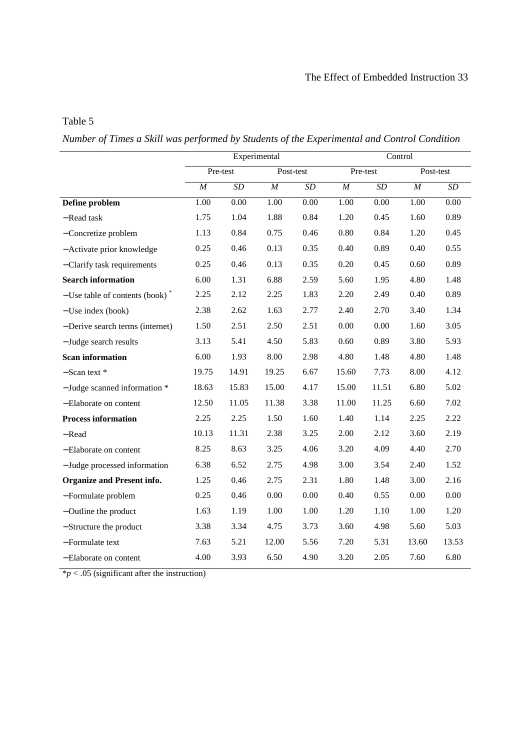Table 5

*Number of Times a Skill was performed by Students of the Experimental and Control Condition*

| | Experimental | | | | Control | | | |
|---|---|---|---|---|---|---|---|---|
| | Pre-test | | Post-test | | Pre-test | | Post-test | |
| | *M* | *SD* | *M* | *SD* | *M* | *SD* | *M* | *SD* |
| **Define problem** | 1.00 | 0.00 | 1.00 | 0.00 | 1.00 | 0.00 | 1.00 | 0.00 |
| −Read task | 1.75 | 1.04 | 1.88 | 0.84 | 1.20 | 0.45 | 1.60 | 0.89 |
| −Concretize problem | 1.13 | 0.84 | 0.75 | 0.46 | 0.80 | 0.84 | 1.20 | 0.45 |
| −Activate prior knowledge | 0.25 | 0.46 | 0.13 | 0.35 | 0.40 | 0.89 | 0.40 | 0.55 |
| −Clarify task requirements | 0.25 | 0.46 | 0.13 | 0.35 | 0.20 | 0.45 | 0.60 | 0.89 |
| **Search information** | 6.00 | 1.31 | 6.88 | 2.59 | 5.60 | 1.95 | 4.80 | 1.48 |
| −Use table of contents (book) * | 2.25 | 2.12 | 2.25 | 1.83 | 2.20 | 2.49 | 0.40 | 0.89 |
| −Use index (book) | 2.38 | 2.62 | 1.63 | 2.77 | 2.40 | 2.70 | 3.40 | 1.34 |
| −Derive search terms (internet) | 1.50 | 2.51 | 2.50 | 2.51 | 0.00 | 0.00 | 1.60 | 3.05 |
| −Judge search results | 3.13 | 5.41 | 4.50 | 5.83 | 0.60 | 0.89 | 3.80 | 5.93 |
| **Scan information** | 6.00 | 1.93 | 8.00 | 2.98 | 4.80 | 1.48 | 4.80 | 1.48 |
| −Scan text * | 19.75 | 14.91 | 19.25 | 6.67 | 15.60 | 7.73 | 8.00 | 4.12 |
| −Judge scanned information * | 18.63 | 15.83 | 15.00 | 4.17 | 15.00 | 11.51 | 6.80 | 5.02 |
| −Elaborate on content | 12.50 | 11.05 | 11.38 | 3.38 | 11.00 | 11.25 | 6.60 | 7.02 |
| **Process information** | 2.25 | 2.25 | 1.50 | 1.60 | 1.40 | 1.14 | 2.25 | 2.22 |
| −Read | 10.13 | 11.31 | 2.38 | 3.25 | 2.00 | 2.12 | 3.60 | 2.19 |
| −Elaborate on content | 8.25 | 8.63 | 3.25 | 4.06 | 3.20 | 4.09 | 4.40 | 2.70 |
| −Judge processed information | 6.38 | 6.52 | 2.75 | 4.98 | 3.00 | 3.54 | 2.40 | 1.52 |
| **Organize and Present info.** | 1.25 | 0.46 | 2.75 | 2.31 | 1.80 | 1.48 | 3.00 | 2.16 |
| −Formulate problem | 0.25 | 0.46 | 0.00 | 0.00 | 0.40 | 0.55 | 0.00 | 0.00 |
| −Outline the product | 1.63 | 1.19 | 1.00 | 1.00 | 1.20 | 1.10 | 1.00 | 1.20 |
| −Structure the product | 3.38 | 3.34 | 4.75 | 3.73 | 3.60 | 4.98 | 5.60 | 5.03 |
| −Formulate text | 7.63 | 5.21 | 12.00 | 5.56 | 7.20 | 5.31 | 13.60 | 13.53 |
| −Elaborate on content | 4.00 | 3.93 | 6.50 | 4.90 | 3.20 | 2.05 | 7.60 | 6.80 |

*$p < .05$ (significant after the instruction)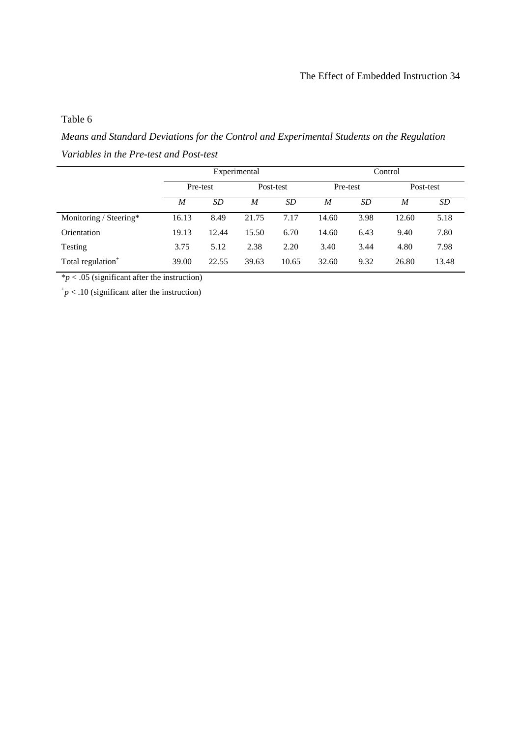Table 6

*Means and Standard Deviations for the Control and Experimental Students on the Regulation Variables in the Pre-test and Post-test*

| | Experimental | | | | Control | | | |
|---|---|---|---|---|---|---|---|---|
| | Pre-test | | Post-test | | Pre-test | | Post-test | |
| | *M* | *SD* | *M* | *SD* | *M* | *SD* | *M* | *SD* |
| Monitoring / Steering* | 16.13 | 8.49 | 21.75 | 7.17 | 14.60 | 3.98 | 12.60 | 5.18 |
| Orientation | 19.13 | 12.44 | 15.50 | 6.70 | 14.60 | 6.43 | 9.40 | 7.80 |
| Testing | 3.75 | 5.12 | 2.38 | 2.20 | 3.40 | 3.44 | 4.80 | 7.98 |
| Total regulation$^{+}$ | 39.00 | 22.55 | 39.63 | 10.65 | 32.60 | 9.32 | 26.80 | 13.48 |

*$p < .05$ (significant after the instruction)

$^{+}p < .10$ (significant after the instruction)